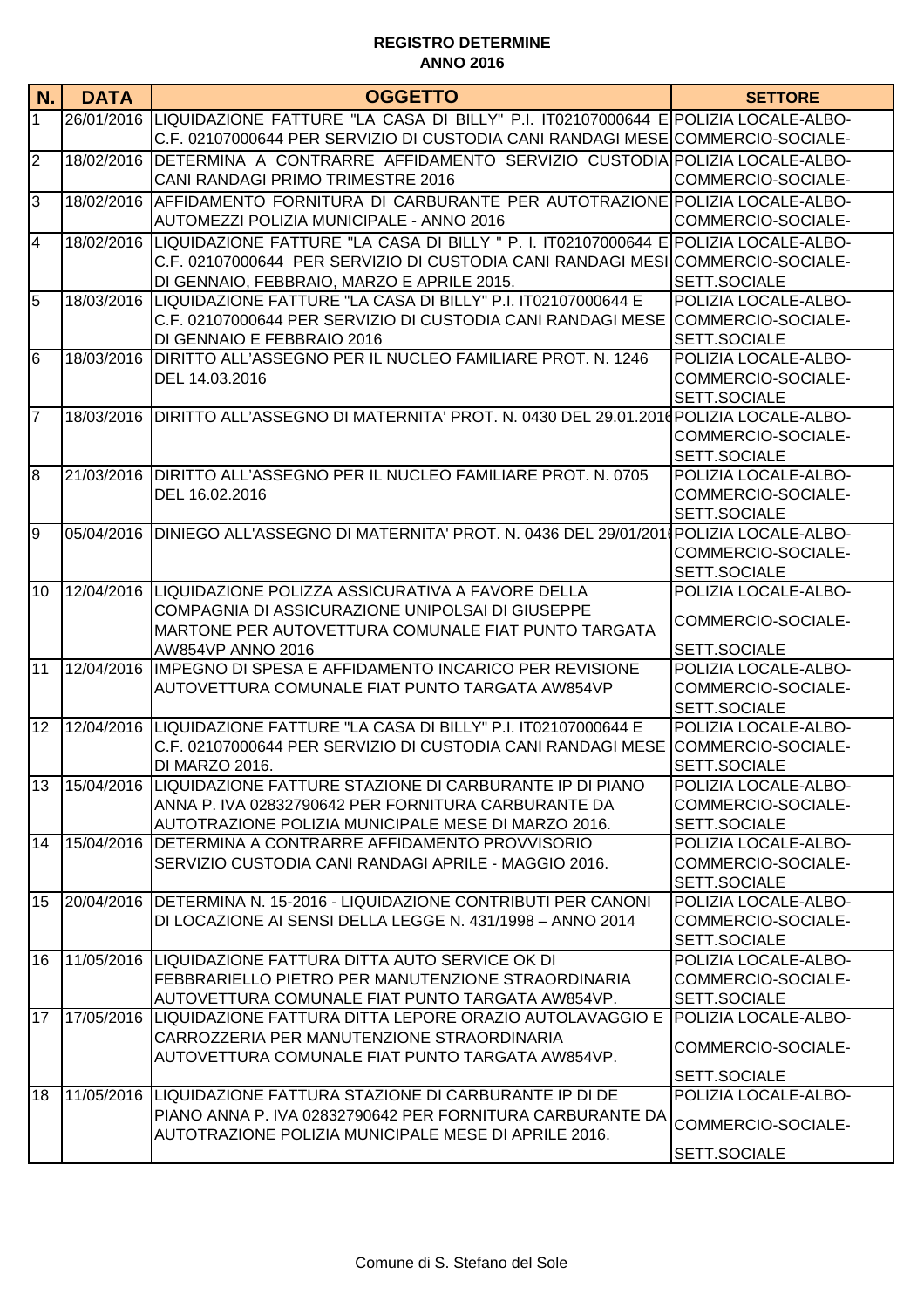**REGISTRO DETERMINE**
**ANNO 2016**

| N. | DATA | OGGETTO | SETTORE |
|---|---|---|---|
| 1 | 26/01/2016 | LIQUIDAZIONE FATTURE "LA CASA DI BILLY" P.I. IT02107000644 E C.F. 02107000644 PER SERVIZIO DI CUSTODIA CANI RANDAGI MESE | POLIZIA LOCALE-ALBO-COMMERCIO-SOCIALE- |
| 2 | 18/02/2016 | DETERMINA A CONTRARRE AFFIDAMENTO SERVIZIO CUSTODIA CANI RANDAGI PRIMO TRIMESTRE 2016 | POLIZIA LOCALE-ALBO-COMMERCIO-SOCIALE- |
| 3 | 18/02/2016 | AFFIDAMENTO FORNITURA DI CARBURANTE PER AUTOTRAZIONE AUTOMEZZI POLIZIA MUNICIPALE - ANNO 2016 | POLIZIA LOCALE-ALBO-COMMERCIO-SOCIALE- |
| 4 | 18/02/2016 | LIQUIDAZIONE FATTURE "LA CASA DI BILLY " P. I. IT02107000644 E C.F. 02107000644 PER SERVIZIO DI CUSTODIA CANI RANDAGI MESI DI GENNAIO, FEBBRAIO, MARZO E APRILE 2015. | POLIZIA LOCALE-ALBO-COMMERCIO-SOCIALE-SETT.SOCIALE |
| 5 | 18/03/2016 | LIQUIDAZIONE FATTURE "LA CASA DI BILLY" P.I. IT02107000644 E C.F. 02107000644 PER SERVIZIO DI CUSTODIA CANI RANDAGI MESE DI GENNAIO E FEBBRAIO 2016 | POLIZIA LOCALE-ALBO-COMMERCIO-SOCIALE-SETT.SOCIALE |
| 6 | 18/03/2016 | DIRITTO ALL'ASSEGNO PER IL NUCLEO FAMILIARE PROT. N. 1246 DEL 14.03.2016 | POLIZIA LOCALE-ALBO-COMMERCIO-SOCIALE-SETT.SOCIALE |
| 7 | 18/03/2016 | DIRITTO ALL'ASSEGNO DI MATERNITA' PROT. N. 0430 DEL 29.01.2016 | POLIZIA LOCALE-ALBO-COMMERCIO-SOCIALE-SETT.SOCIALE |
| 8 | 21/03/2016 | DIRITTO ALL'ASSEGNO PER IL NUCLEO FAMILIARE PROT. N. 0705 DEL 16.02.2016 | POLIZIA LOCALE-ALBO-COMMERCIO-SOCIALE-SETT.SOCIALE |
| 9 | 05/04/2016 | DINIEGO ALL'ASSEGNO DI MATERNITA' PROT. N. 0436 DEL 29/01/2016 | POLIZIA LOCALE-ALBO-COMMERCIO-SOCIALE-SETT.SOCIALE |
| 10 | 12/04/2016 | LIQUIDAZIONE POLIZZA ASSICURATIVA A FAVORE DELLA COMPAGNIA DI ASSICURAZIONE UNIPOLSAI DI GIUSEPPE MARTONE PER AUTOVETTURA COMUNALE FIAT PUNTO TARGATA AW854VP ANNO 2016 | POLIZIA LOCALE-ALBO-COMMERCIO-SOCIALE-SETT.SOCIALE |
| 11 | 12/04/2016 | IMPEGNO DI SPESA E AFFIDAMENTO INCARICO PER REVISIONE AUTOVETTURA COMUNALE FIAT PUNTO TARGATA AW854VP | POLIZIA LOCALE-ALBO-COMMERCIO-SOCIALE-SETT.SOCIALE |
| 12 | 12/04/2016 | LIQUIDAZIONE FATTURE "LA CASA DI BILLY" P.I. IT02107000644 E C.F. 02107000644 PER SERVIZIO DI CUSTODIA CANI RANDAGI MESE DI MARZO 2016. | POLIZIA LOCALE-ALBO-COMMERCIO-SOCIALE-SETT.SOCIALE |
| 13 | 15/04/2016 | LIQUIDAZIONE FATTURE STAZIONE DI CARBURANTE IP DI PIANO ANNA P. IVA 02832790642 PER FORNITURA CARBURANTE DA AUTOTRAZIONE POLIZIA MUNICIPALE MESE DI MARZO 2016. | POLIZIA LOCALE-ALBO-COMMERCIO-SOCIALE-SETT.SOCIALE |
| 14 | 15/04/2016 | DETERMINA A CONTRARRE AFFIDAMENTO PROVVISORIO SERVIZIO CUSTODIA CANI RANDAGI APRILE - MAGGIO 2016. | POLIZIA LOCALE-ALBO-COMMERCIO-SOCIALE-SETT.SOCIALE |
| 15 | 20/04/2016 | DETERMINA N. 15-2016 - LIQUIDAZIONE CONTRIBUTI PER CANONI DI LOCAZIONE AI SENSI DELLA LEGGE N. 431/1998 – ANNO 2014 | POLIZIA LOCALE-ALBO-COMMERCIO-SOCIALE-SETT.SOCIALE |
| 16 | 11/05/2016 | LIQUIDAZIONE FATTURA DITTA AUTO SERVICE OK DI FEBBRARIELLO PIETRO PER MANUTENZIONE STRAORDINARIA AUTOVETTURA COMUNALE FIAT PUNTO TARGATA AW854VP. | POLIZIA LOCALE-ALBO-COMMERCIO-SOCIALE-SETT.SOCIALE |
| 17 | 17/05/2016 | LIQUIDAZIONE FATTURA DITTA LEPORE ORAZIO AUTOLAVAGGIO E CARROZZERIA PER MANUTENZIONE STRAORDINARIA AUTOVETTURA COMUNALE FIAT PUNTO TARGATA AW854VP. | POLIZIA LOCALE-ALBO-COMMERCIO-SOCIALE-SETT.SOCIALE |
| 18 | 11/05/2016 | LIQUIDAZIONE FATTURA STAZIONE DI CARBURANTE IP DI DE PIANO ANNA P. IVA 02832790642 PER FORNITURA CARBURANTE DA AUTOTRAZIONE POLIZIA MUNICIPALE MESE DI APRILE 2016. | POLIZIA LOCALE-ALBO-COMMERCIO-SOCIALE-SETT.SOCIALE |

Comune di S. Stefano del Sole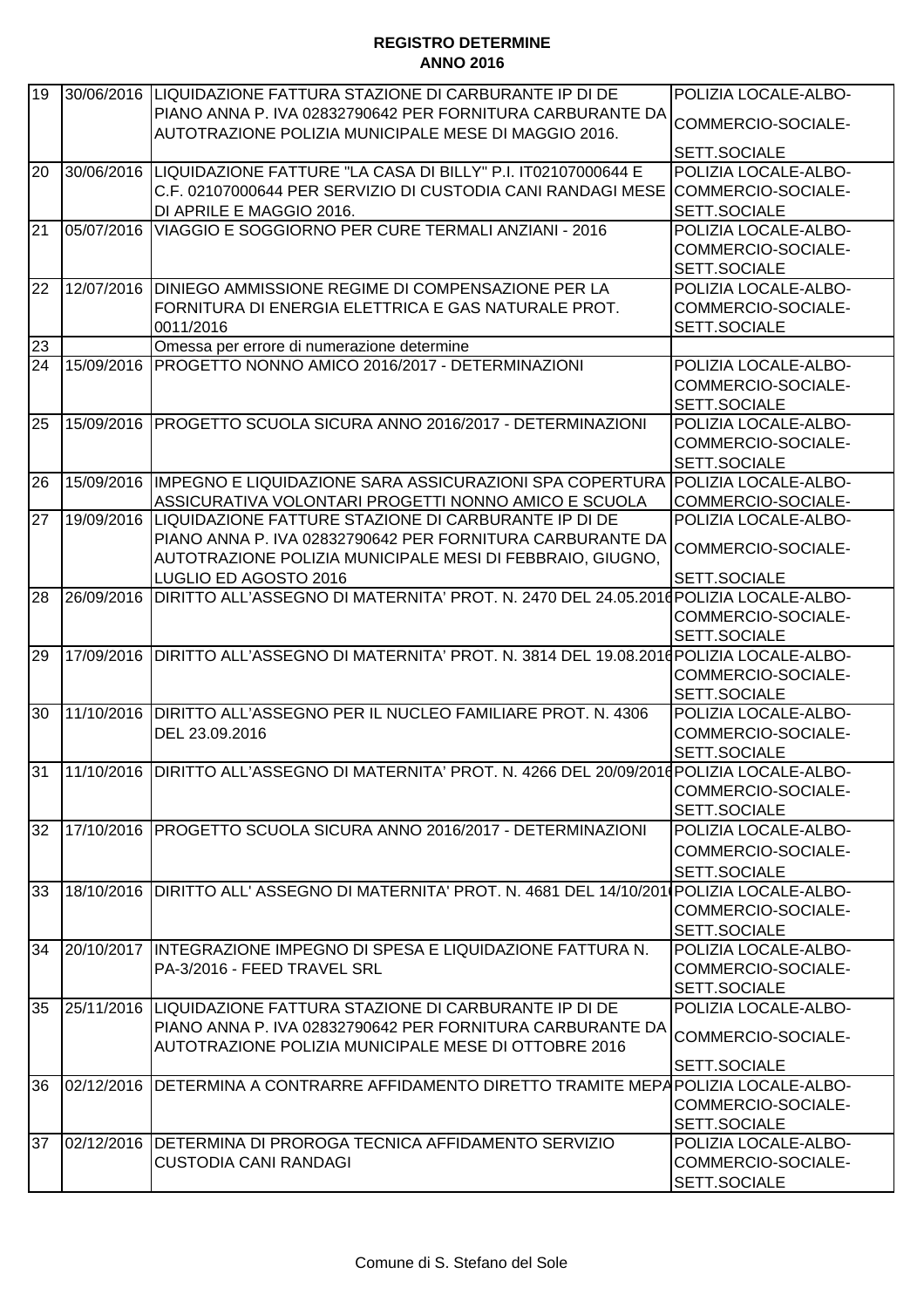**REGISTRO DETERMINE**
**ANNO 2016**

| | | | |
|---|---|---|---|
| 19 | 30/06/2016 | LIQUIDAZIONE FATTURA STAZIONE DI CARBURANTE IP DI DE PIANO ANNA P. IVA 02832790642 PER FORNITURA CARBURANTE DA AUTOTRAZIONE POLIZIA MUNICIPALE MESE DI MAGGIO 2016. | POLIZIA LOCALE-ALBO-COMMERCIO-SOCIALE-SETT.SOCIALE |
| 20 | 30/06/2016 | LIQUIDAZIONE FATTURE "LA CASA DI BILLY" P.I. IT02107000644 E C.F. 02107000644 PER SERVIZIO DI CUSTODIA CANI RANDAGI MESE DI APRILE E MAGGIO 2016. | POLIZIA LOCALE-ALBO-COMMERCIO-SOCIALE-SETT.SOCIALE |
| 21 | 05/07/2016 | VIAGGIO E SOGGIORNO PER CURE TERMALI ANZIANI - 2016 | POLIZIA LOCALE-ALBO-COMMERCIO-SOCIALE-SETT.SOCIALE |
| 22 | 12/07/2016 | DINIEGO AMMISSIONE REGIME DI COMPENSAZIONE PER LA FORNITURA DI ENERGIA ELETTRICA E GAS NATURALE PROT. 0011/2016 | POLIZIA LOCALE-ALBO-COMMERCIO-SOCIALE-SETT.SOCIALE |
| 23 | | Omessa per errore di numerazione determine | |
| 24 | 15/09/2016 | PROGETTO NONNO AMICO 2016/2017 - DETERMINAZIONI | POLIZIA LOCALE-ALBO-COMMERCIO-SOCIALE-SETT.SOCIALE |
| 25 | 15/09/2016 | PROGETTO SCUOLA SICURA ANNO 2016/2017 - DETERMINAZIONI | POLIZIA LOCALE-ALBO-COMMERCIO-SOCIALE-SETT.SOCIALE |
| 26 | 15/09/2016 | IMPEGNO E LIQUIDAZIONE SARA ASSICURAZIONI SPA COPERTURA ASSICURATIVA VOLONTARI PROGETTI NONNO AMICO E SCUOLA | POLIZIA LOCALE-ALBO-COMMERCIO-SOCIALE- |
| 27 | 19/09/2016 | LIQUIDAZIONE FATTURE STAZIONE DI CARBURANTE IP DI DE PIANO ANNA P. IVA 02832790642 PER FORNITURA CARBURANTE DA AUTOTRAZIONE POLIZIA MUNICIPALE MESI DI FEBBRAIO, GIUGNO, LUGLIO ED AGOSTO 2016 | POLIZIA LOCALE-ALBO-COMMERCIO-SOCIALE-SETT.SOCIALE |
| 28 | 26/09/2016 | DIRITTO ALL'ASSEGNO DI MATERNITA' PROT. N. 2470 DEL 24.05.2016 | POLIZIA LOCALE-ALBO-COMMERCIO-SOCIALE-SETT.SOCIALE |
| 29 | 17/09/2016 | DIRITTO ALL'ASSEGNO DI MATERNITA' PROT. N. 3814 DEL 19.08.2016 | POLIZIA LOCALE-ALBO-COMMERCIO-SOCIALE-SETT.SOCIALE |
| 30 | 11/10/2016 | DIRITTO ALL'ASSEGNO PER IL NUCLEO FAMILIARE PROT. N. 4306 DEL 23.09.2016 | POLIZIA LOCALE-ALBO-COMMERCIO-SOCIALE-SETT.SOCIALE |
| 31 | 11/10/2016 | DIRITTO ALL'ASSEGNO DI MATERNITA' PROT. N. 4266 DEL 20/09/2016 | POLIZIA LOCALE-ALBO-COMMERCIO-SOCIALE-SETT.SOCIALE |
| 32 | 17/10/2016 | PROGETTO SCUOLA SICURA ANNO 2016/2017 - DETERMINAZIONI | POLIZIA LOCALE-ALBO-COMMERCIO-SOCIALE-SETT.SOCIALE |
| 33 | 18/10/2016 | DIRITTO ALL' ASSEGNO DI MATERNITA' PROT. N. 4681 DEL 14/10/2016 | POLIZIA LOCALE-ALBO-COMMERCIO-SOCIALE-SETT.SOCIALE |
| 34 | 20/10/2017 | INTEGRAZIONE IMPEGNO DI SPESA E LIQUIDAZIONE FATTURA N. PA-3/2016 - FEED TRAVEL SRL | POLIZIA LOCALE-ALBO-COMMERCIO-SOCIALE-SETT.SOCIALE |
| 35 | 25/11/2016 | LIQUIDAZIONE FATTURA STAZIONE DI CARBURANTE IP DI DE PIANO ANNA P. IVA 02832790642 PER FORNITURA CARBURANTE DA AUTOTRAZIONE POLIZIA MUNICIPALE MESE DI OTTOBRE 2016 | POLIZIA LOCALE-ALBO-COMMERCIO-SOCIALE-SETT.SOCIALE |
| 36 | 02/12/2016 | DETERMINA A CONTRARRE AFFIDAMENTO DIRETTO TRAMITE MEPA | POLIZIA LOCALE-ALBO-COMMERCIO-SOCIALE-SETT.SOCIALE |
| 37 | 02/12/2016 | DETERMINA DI PROROGA TECNICA AFFIDAMENTO SERVIZIO CUSTODIA CANI RANDAGI | POLIZIA LOCALE-ALBO-COMMERCIO-SOCIALE-SETT.SOCIALE |

Comune di S. Stefano del Sole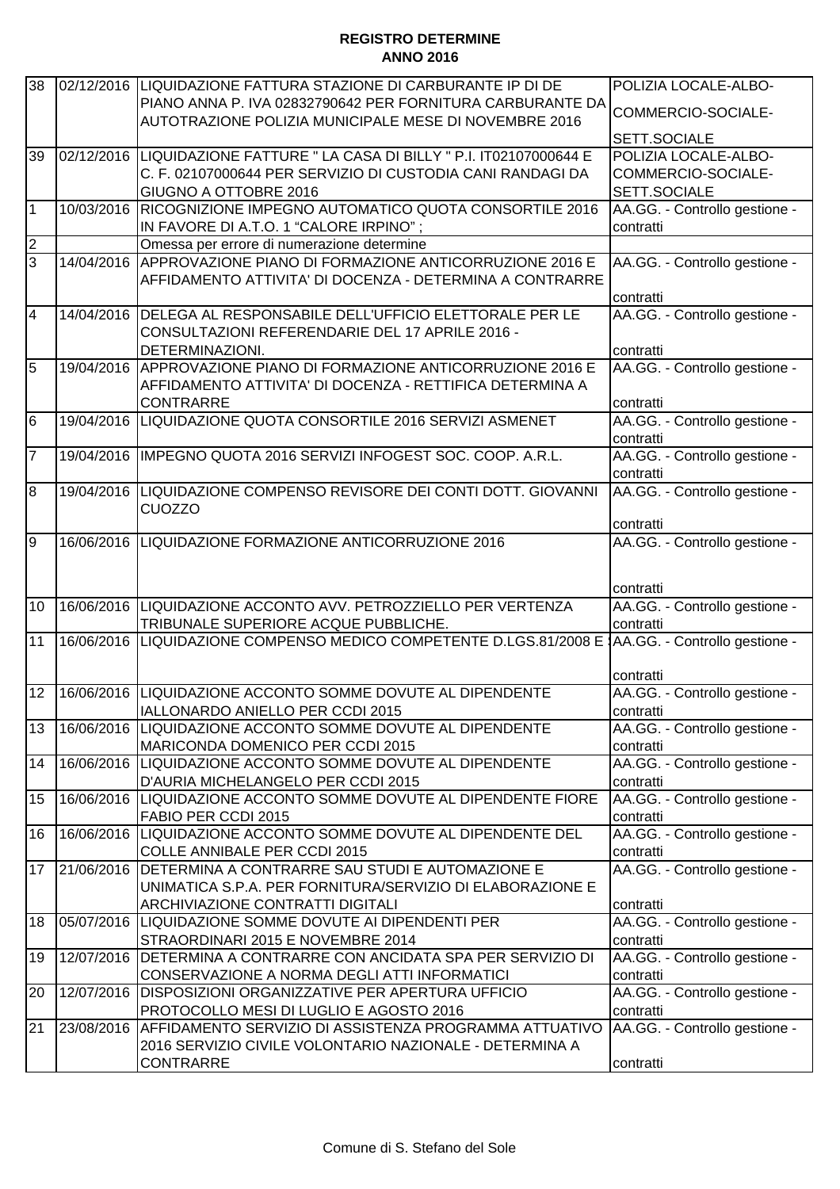**REGISTRO DETERMINE**
**ANNO 2016**

| | | | |
|---|---|---|---|
| 38 | 02/12/2016 | LIQUIDAZIONE FATTURA STAZIONE DI CARBURANTE IP DI DE PIANO ANNA P. IVA 02832790642 PER FORNITURA CARBURANTE DA AUTOTRAZIONE POLIZIA MUNICIPALE MESE DI NOVEMBRE 2016 | POLIZIA LOCALE-ALBO-COMMERCIO-SOCIALE-SETT.SOCIALE |
| 39 | 02/12/2016 | LIQUIDAZIONE FATTURE " LA CASA DI BILLY " P.I. IT02107000644 E C. F. 02107000644 PER SERVIZIO DI CUSTODIA CANI RANDAGI DA GIUGNO A OTTOBRE 2016 | POLIZIA LOCALE-ALBO-COMMERCIO-SOCIALE-SETT.SOCIALE |
| 1 | 10/03/2016 | RICOGNIZIONE IMPEGNO AUTOMATICO QUOTA CONSORTILE 2016 IN FAVORE DI A.T.O. 1 "CALORE IRPINO" ; | AA.GG. - Controllo gestione - contratti |
| 2 | | Omessa per errore di numerazione determine | |
| 3 | 14/04/2016 | APPROVAZIONE PIANO DI FORMAZIONE ANTICORRUZIONE 2016 E AFFIDAMENTO ATTIVITA' DI DOCENZA - DETERMINA A CONTRARRE | AA.GG. - Controllo gestione - contratti |
| 4 | 14/04/2016 | DELEGA AL RESPONSABILE DELL'UFFICIO ELETTORALE PER LE CONSULTAZIONI REFERENDARIE DEL 17 APRILE 2016 - DETERMINAZIONI. | AA.GG. - Controllo gestione - contratti |
| 5 | 19/04/2016 | APPROVAZIONE PIANO DI FORMAZIONE ANTICORRUZIONE 2016 E AFFIDAMENTO ATTIVITA' DI DOCENZA - RETTIFICA DETERMINA A CONTRARRE | AA.GG. - Controllo gestione - contratti |
| 6 | 19/04/2016 | LIQUIDAZIONE QUOTA CONSORTILE 2016 SERVIZI ASMENET | AA.GG. - Controllo gestione - contratti |
| 7 | 19/04/2016 | IMPEGNO QUOTA 2016 SERVIZI INFOGEST SOC. COOP. A.R.L. | AA.GG. - Controllo gestione - contratti |
| 8 | 19/04/2016 | LIQUIDAZIONE COMPENSO REVISORE DEI CONTI DOTT. GIOVANNI CUOZZO | AA.GG. - Controllo gestione - contratti |
| 9 | 16/06/2016 | LIQUIDAZIONE FORMAZIONE ANTICORRUZIONE 2016 | AA.GG. - Controllo gestione - contratti |
| 10 | 16/06/2016 | LIQUIDAZIONE ACCONTO AVV. PETROZZIELLO PER VERTENZA TRIBUNALE SUPERIORE ACQUE PUBBLICHE. | AA.GG. - Controllo gestione - contratti |
| 11 | 16/06/2016 | LIQUIDAZIONE COMPENSO MEDICO COMPETENTE D.LGS.81/2008 E | AA.GG. - Controllo gestione - contratti |
| 12 | 16/06/2016 | LIQUIDAZIONE ACCONTO SOMME DOVUTE AL DIPENDENTE IALLONARDO ANIELLO PER CCDI 2015 | AA.GG. - Controllo gestione - contratti |
| 13 | 16/06/2016 | LIQUIDAZIONE ACCONTO SOMME DOVUTE AL DIPENDENTE MARICONDA DOMENICO PER CCDI 2015 | AA.GG. - Controllo gestione - contratti |
| 14 | 16/06/2016 | LIQUIDAZIONE ACCONTO SOMME DOVUTE AL DIPENDENTE D'AURIA MICHELANGELO PER CCDI 2015 | AA.GG. - Controllo gestione - contratti |
| 15 | 16/06/2016 | LIQUIDAZIONE ACCONTO SOMME DOVUTE AL DIPENDENTE FIORE FABIO PER CCDI 2015 | AA.GG. - Controllo gestione - contratti |
| 16 | 16/06/2016 | LIQUIDAZIONE ACCONTO SOMME DOVUTE AL DIPENDENTE DEL COLLE ANNIBALE PER CCDI 2015 | AA.GG. - Controllo gestione - contratti |
| 17 | 21/06/2016 | DETERMINA A CONTRARRE SAU STUDI E AUTOMAZIONE E UNIMATICA S.P.A. PER FORNITURA/SERVIZIO DI ELABORAZIONE E ARCHIVIAZIONE CONTRATTI DIGITALI | AA.GG. - Controllo gestione - contratti |
| 18 | 05/07/2016 | LIQUIDAZIONE SOMME DOVUTE AI DIPENDENTI PER STRAORDINARI 2015 E NOVEMBRE 2014 | AA.GG. - Controllo gestione - contratti |
| 19 | 12/07/2016 | DETERMINA A CONTRARRE CON ANCIDATA SPA PER SERVIZIO DI CONSERVAZIONE A NORMA DEGLI ATTI INFORMATICI | AA.GG. - Controllo gestione - contratti |
| 20 | 12/07/2016 | DISPOSIZIONI ORGANIZZATIVE PER APERTURA UFFICIO PROTOCOLLO MESI DI LUGLIO E AGOSTO 2016 | AA.GG. - Controllo gestione - contratti |
| 21 | 23/08/2016 | AFFIDAMENTO SERVIZIO DI ASSISTENZA PROGRAMMA ATTUATIVO 2016 SERVIZIO CIVILE VOLONTARIO NAZIONALE - DETERMINA A CONTRARRE | AA.GG. - Controllo gestione - contratti |

Comune di S. Stefano del Sole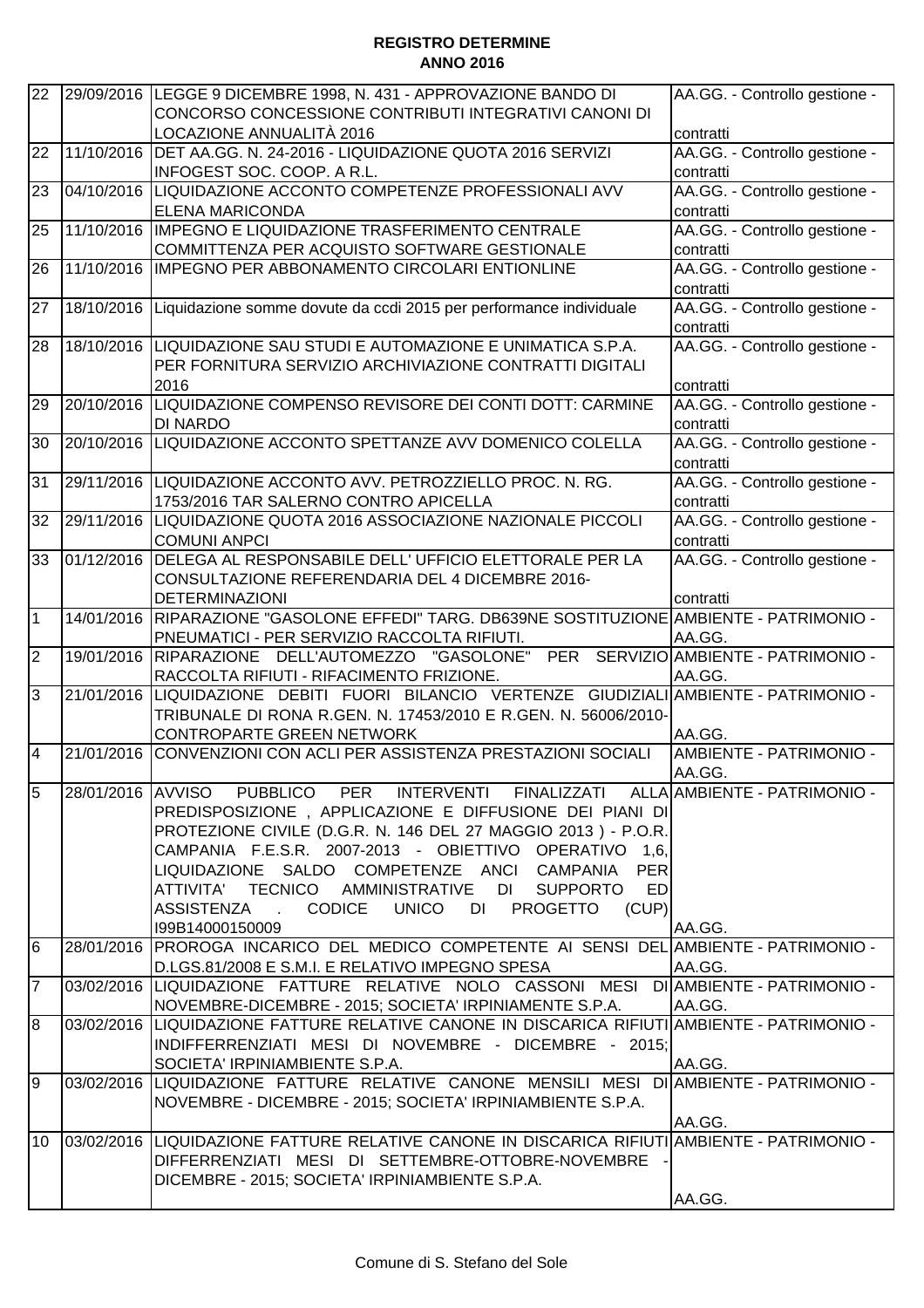**REGISTRO DETERMINE**
**ANNO 2016**

| | | | |
|---|---|---|---|
| 22 | 29/09/2016 | LEGGE 9 DICEMBRE 1998, N. 431 - APPROVAZIONE BANDO DI CONCORSO CONCESSIONE CONTRIBUTI INTEGRATIVI CANONI DI LOCAZIONE ANNUALITÀ 2016 | AA.GG. - Controllo gestione - contratti |
| 22 | 11/10/2016 | DET AA.GG. N. 24-2016 - LIQUIDAZIONE QUOTA 2016 SERVIZI INFOGEST SOC. COOP. A R.L. | AA.GG. - Controllo gestione - contratti |
| 23 | 04/10/2016 | LIQUIDAZIONE ACCONTO COMPETENZE PROFESSIONALI AVV ELENA MARICONDA | AA.GG. - Controllo gestione - contratti |
| 25 | 11/10/2016 | IMPEGNO E LIQUIDAZIONE TRASFERIMENTO CENTRALE COMMITTENZA PER ACQUISTO SOFTWARE GESTIONALE | AA.GG. - Controllo gestione - contratti |
| 26 | 11/10/2016 | IMPEGNO PER ABBONAMENTO CIRCOLARI ENTIONLINE | AA.GG. - Controllo gestione - contratti |
| 27 | 18/10/2016 | Liquidazione somme dovute da ccdi 2015 per performance individuale | AA.GG. - Controllo gestione - contratti |
| 28 | 18/10/2016 | LIQUIDAZIONE SAU STUDI E AUTOMAZIONE E UNIMATICA S.P.A. PER FORNITURA SERVIZIO ARCHIVIAZIONE CONTRATTI DIGITALI 2016 | AA.GG. - Controllo gestione - contratti |
| 29 | 20/10/2016 | LIQUIDAZIONE COMPENSO REVISORE DEI CONTI DOTT: CARMINE DI NARDO | AA.GG. - Controllo gestione - contratti |
| 30 | 20/10/2016 | LIQUIDAZIONE ACCONTO SPETTANZE AVV DOMENICO COLELLA | AA.GG. - Controllo gestione - contratti |
| 31 | 29/11/2016 | LIQUIDAZIONE ACCONTO AVV. PETROZZIELLO PROC. N. RG. 1753/2016 TAR SALERNO CONTRO APICELLA | AA.GG. - Controllo gestione - contratti |
| 32 | 29/11/2016 | LIQUIDAZIONE QUOTA 2016 ASSOCIAZIONE NAZIONALE PICCOLI COMUNI ANPCI | AA.GG. - Controllo gestione - contratti |
| 33 | 01/12/2016 | DELEGA AL RESPONSABILE DELL' UFFICIO ELETTORALE PER LA CONSULTAZIONE REFERENDARIA DEL 4 DICEMBRE 2016-DETERMINAZIONI | AA.GG. - Controllo gestione - contratti |
| 1 | 14/01/2016 | RIPARAZIONE "GASOLONE EFFEDI" TARG. DB639NE SOSTITUZIONE PNEUMATICI - PER SERVIZIO RACCOLTA RIFIUTI. | AMBIENTE - PATRIMONIO - AA.GG. |
| 2 | 19/01/2016 | RIPARAZIONE DELL'AUTOMEZZO "GASOLONE" PER SERVIZIO RACCOLTA RIFIUTI - RIFACIMENTO FRIZIONE. | AMBIENTE - PATRIMONIO - AA.GG. |
| 3 | 21/01/2016 | LIQUIDAZIONE DEBITI FUORI BILANCIO VERTENZE GIUDIZIALI TRIBUNALE DI RONA R.GEN. N. 17453/2010 E R.GEN. N. 56006/2010-CONTROPARTE GREEN NETWORK | AMBIENTE - PATRIMONIO - AA.GG. |
| 4 | 21/01/2016 | CONVENZIONI CON ACLI PER ASSISTENZA PRESTAZIONI SOCIALI | AMBIENTE - PATRIMONIO - AA.GG. |
| 5 | 28/01/2016 | AVVISO PUBBLICO PER INTERVENTI FINALIZZATI ALLA PREDISPOSIZIONE , APPLICAZIONE E DIFFUSIONE DEI PIANI DI PROTEZIONE CIVILE (D.G.R. N. 146 DEL 27 MAGGIO 2013 ) - P.O.R. CAMPANIA F.E.S.R. 2007-2013 - OBIETTIVO OPERATIVO 1,6, LIQUIDAZIONE SALDO COMPETENZE ANCI CAMPANIA PER ATTIVITA' TECNICO AMMINISTRATIVE DI SUPPORTO ED ASSISTENZA . CODICE UNICO DI PROGETTO (CUP) I99B14000150009 | AMBIENTE - PATRIMONIO - AA.GG. |
| 6 | 28/01/2016 | PROROGA INCARICO DEL MEDICO COMPETENTE AI SENSI DEL D.LGS.81/2008 E S.M.I. E RELATIVO IMPEGNO SPESA | AMBIENTE - PATRIMONIO - AA.GG. |
| 7 | 03/02/2016 | LIQUIDAZIONE FATTURE RELATIVE NOLO CASSONI MESI DI NOVEMBRE-DICEMBRE - 2015; SOCIETA' IRPINIAMENTE S.P.A. | AMBIENTE - PATRIMONIO - AA.GG. |
| 8 | 03/02/2016 | LIQUIDAZIONE FATTURE RELATIVE CANONE IN DISCARICA RIFIUTI INDIFFERRENZIATI MESI DI NOVEMBRE - DICEMBRE - 2015; SOCIETA' IRPINIAMBIENTE S.P.A. | AMBIENTE - PATRIMONIO - AA.GG. |
| 9 | 03/02/2016 | LIQUIDAZIONE FATTURE RELATIVE CANONE MENSILI MESI DI NOVEMBRE - DICEMBRE - 2015; SOCIETA' IRPINIAMBIENTE S.P.A. | AMBIENTE - PATRIMONIO - AA.GG. |
| 10 | 03/02/2016 | LIQUIDAZIONE FATTURE RELATIVE CANONE IN DISCARICA RIFIUTI DIFFERRENZIATI MESI DI SETTEMBRE-OTTOBRE-NOVEMBRE - DICEMBRE - 2015; SOCIETA' IRPINIAMBIENTE S.P.A. | AMBIENTE - PATRIMONIO - AA.GG. |

Comune di S. Stefano del Sole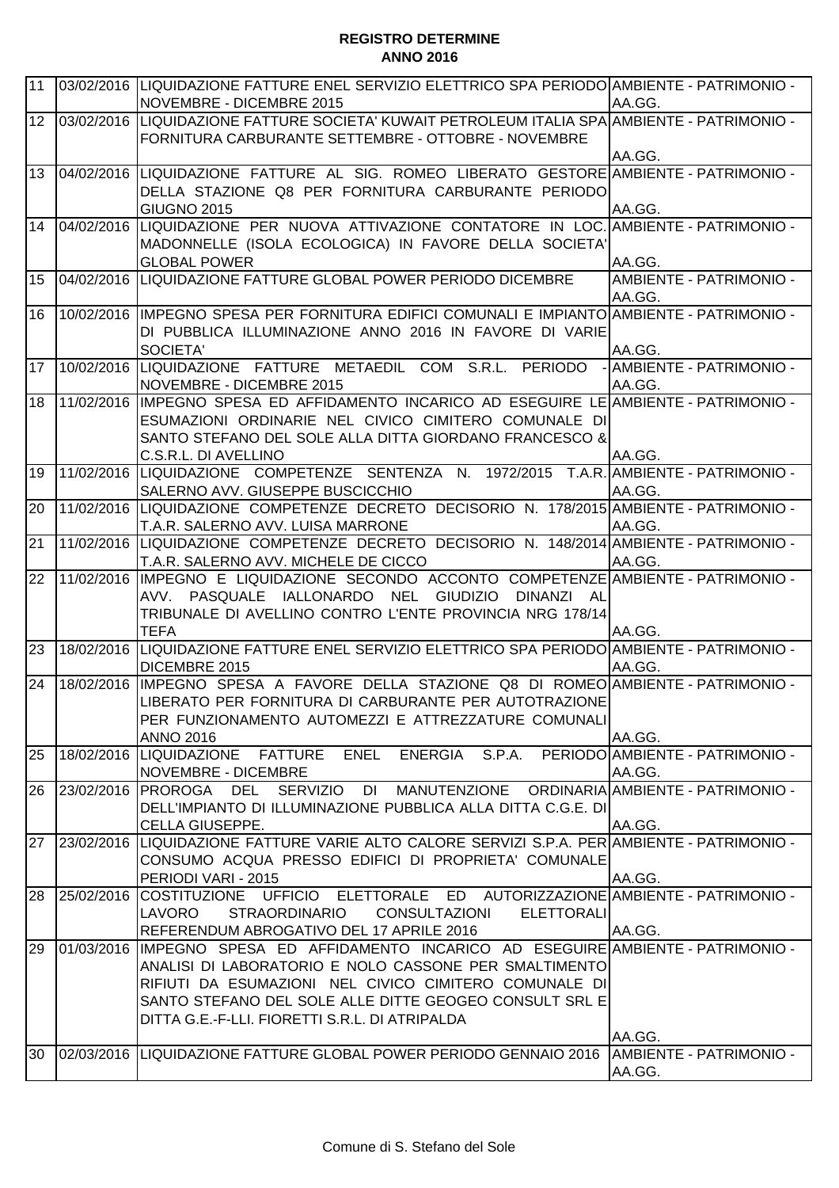**REGISTRO DETERMINE**
**ANNO 2016**

| | | | |
|---|---|---|---|
| 11 | 03/02/2016 | LIQUIDAZIONE FATTURE ENEL SERVIZIO ELETTRICO SPA PERIODO NOVEMBRE - DICEMBRE 2015 | AMBIENTE - PATRIMONIO - AA.GG. |
| 12 | 03/02/2016 | LIQUIDAZIONE FATTURE SOCIETA' KUWAIT PETROLEUM ITALIA SPA FORNITURA CARBURANTE SETTEMBRE - OTTOBRE - NOVEMBRE | AMBIENTE - PATRIMONIO - AA.GG. |
| 13 | 04/02/2016 | LIQUIDAZIONE FATTURE AL SIG. ROMEO LIBERATO GESTORE DELLA STAZIONE Q8 PER FORNITURA CARBURANTE PERIODO GIUGNO 2015 | AMBIENTE - PATRIMONIO - AA.GG. |
| 14 | 04/02/2016 | LIQUIDAZIONE PER NUOVA ATTIVAZIONE CONTATORE IN LOC. MADONNELLE (ISOLA ECOLOGICA) IN FAVORE DELLA SOCIETA' GLOBAL POWER | AMBIENTE - PATRIMONIO - AA.GG. |
| 15 | 04/02/2016 | LIQUIDAZIONE FATTURE GLOBAL POWER PERIODO DICEMBRE | AMBIENTE - PATRIMONIO - AA.GG. |
| 16 | 10/02/2016 | IMPEGNO SPESA PER FORNITURA EDIFICI COMUNALI E IMPIANTO DI PUBBLICA ILLUMINAZIONE ANNO 2016 IN FAVORE DI VARIE SOCIETA' | AMBIENTE - PATRIMONIO - AA.GG. |
| 17 | 10/02/2016 | LIQUIDAZIONE FATTURE METAEDIL COM S.R.L. PERIODO - NOVEMBRE - DICEMBRE 2015 | AMBIENTE - PATRIMONIO - AA.GG. |
| 18 | 11/02/2016 | IMPEGNO SPESA ED AFFIDAMENTO INCARICO AD ESEGUIRE LE ESUMAZIONI ORDINARIE NEL CIVICO CIMITERO COMUNALE DI SANTO STEFANO DEL SOLE ALLA DITTA GIORDANO FRANCESCO & C.S.R.L. DI AVELLINO | AMBIENTE - PATRIMONIO - AA.GG. |
| 19 | 11/02/2016 | LIQUIDAZIONE COMPETENZE SENTENZA N. 1972/2015 T.A.R. SALERNO AVV. GIUSEPPE BUSCICCHIO | AMBIENTE - PATRIMONIO - AA.GG. |
| 20 | 11/02/2016 | LIQUIDAZIONE COMPETENZE DECRETO DECISORIO N. 178/2015 T.A.R. SALERNO AVV. LUISA MARRONE | AMBIENTE - PATRIMONIO - AA.GG. |
| 21 | 11/02/2016 | LIQUIDAZIONE COMPETENZE DECRETO DECISORIO N. 148/2014 T.A.R. SALERNO AVV. MICHELE DE CICCO | AMBIENTE - PATRIMONIO - AA.GG. |
| 22 | 11/02/2016 | IMPEGNO E LIQUIDAZIONE SECONDO ACCONTO COMPETENZE AVV. PASQUALE IALLONARDO NEL GIUDIZIO DINANZI AL TRIBUNALE DI AVELLINO CONTRO L'ENTE PROVINCIA NRG 178/14 TEFA | AMBIENTE - PATRIMONIO - AA.GG. |
| 23 | 18/02/2016 | LIQUIDAZIONE FATTURE ENEL SERVIZIO ELETTRICO SPA PERIODO DICEMBRE 2015 | AMBIENTE - PATRIMONIO - AA.GG. |
| 24 | 18/02/2016 | IMPEGNO SPESA A FAVORE DELLA STAZIONE Q8 DI ROMEO LIBERATO PER FORNITURA DI CARBURANTE PER AUTOTRAZIONE PER FUNZIONAMENTO AUTOMEZZI E ATTREZZATURE COMUNALI ANNO 2016 | AMBIENTE - PATRIMONIO - AA.GG. |
| 25 | 18/02/2016 | LIQUIDAZIONE FATTURE ENEL ENERGIA S.P.A. PERIODO NOVEMBRE - DICEMBRE | AMBIENTE - PATRIMONIO - AA.GG. |
| 26 | 23/02/2016 | PROROGA DEL SERVIZIO DI MANUTENZIONE ORDINARIA DELL'IMPIANTO DI ILLUMINAZIONE PUBBLICA ALLA DITTA C.G.E. DI CELLA GIUSEPPE. | AMBIENTE - PATRIMONIO - AA.GG. |
| 27 | 23/02/2016 | LIQUIDAZIONE FATTURE VARIE ALTO CALORE SERVIZI S.P.A. PER CONSUMO ACQUA PRESSO EDIFICI DI PROPRIETA' COMUNALE PERIODI VARI - 2015 | AMBIENTE - PATRIMONIO - AA.GG. |
| 28 | 25/02/2016 | COSTITUZIONE UFFICIO ELETTORALE ED AUTORIZZAZIONE LAVORO STRAORDINARIO CONSULTAZIONI ELETTORALI REFERENDUM ABROGATIVO DEL 17 APRILE 2016 | AMBIENTE - PATRIMONIO - AA.GG. |
| 29 | 01/03/2016 | IMPEGNO SPESA ED AFFIDAMENTO INCARICO AD ESEGUIRE ANALISI DI LABORATORIO E NOLO CASSONE PER SMALTIMENTO RIFIUTI DA ESUMAZIONI NEL CIVICO CIMITERO COMUNALE DI SANTO STEFANO DEL SOLE ALLE DITTE GEOGEO CONSULT SRL E DITTA G.E.-F-LLI. FIORETTI S.R.L. DI ATRIPALDA | AMBIENTE - PATRIMONIO - AA.GG. |
| 30 | 02/03/2016 | LIQUIDAZIONE FATTURE GLOBAL POWER PERIODO GENNAIO 2016 | AMBIENTE - PATRIMONIO - AA.GG. |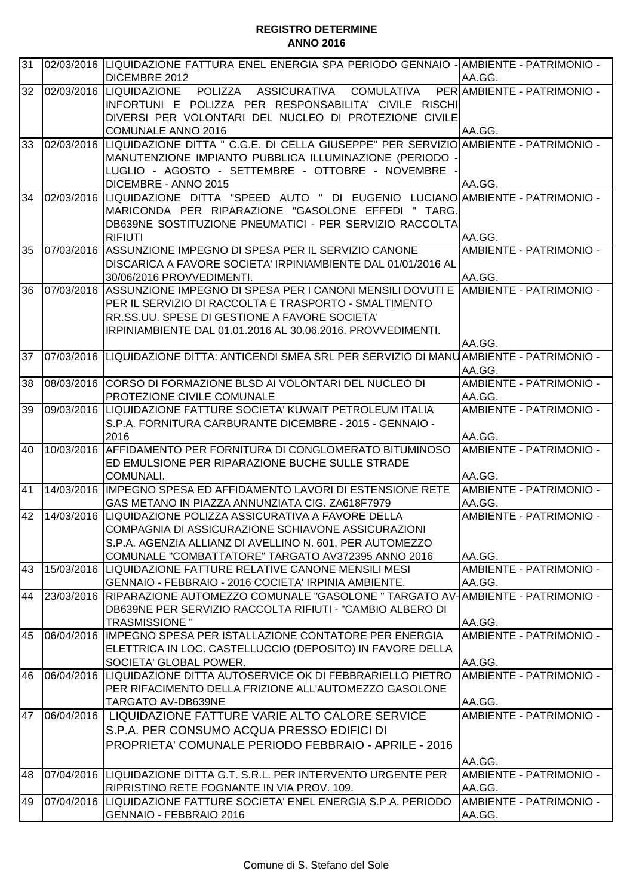**REGISTRO DETERMINE**
**ANNO 2016**

| | | | |
|---|---|---|---|
| 31 | 02/03/2016 | LIQUIDAZIONE FATTURA ENEL ENERGIA SPA PERIODO GENNAIO - DICEMBRE 2012 | AMBIENTE - PATRIMONIO - AA.GG. |
| 32 | 02/03/2016 | LIQUIDAZIONE POLIZZA ASSICURATIVA COMULATIVA PER INFORTUNI E POLIZZA PER RESPONSABILITA' CIVILE RISCHI DIVERSI PER VOLONTARI DEL NUCLEO DI PROTEZIONE CIVILE COMUNALE ANNO 2016 | AMBIENTE - PATRIMONIO - AA.GG. |
| 33 | 02/03/2016 | LIQUIDAZIONE DITTA " C.G.E. DI CELLA GIUSEPPE" PER SERVIZIO MANUTENZIONE IMPIANTO PUBBLICA ILLUMINAZIONE (PERIODO - LUGLIO - AGOSTO - SETTEMBRE - OTTOBRE - NOVEMBRE - DICEMBRE - ANNO 2015 | AMBIENTE - PATRIMONIO - AA.GG. |
| 34 | 02/03/2016 | LIQUIDAZIONE DITTA "SPEED AUTO " DI EUGENIO LUCIANO MARICONDA PER RIPARAZIONE "GASOLONE EFFEDI " TARG. DB639NE SOSTITUZIONE PNEUMATICI - PER SERVIZIO RACCOLTA RIFIUTI | AMBIENTE - PATRIMONIO - AA.GG. |
| 35 | 07/03/2016 | ASSUNZIONE IMPEGNO DI SPESA PER IL SERVIZIO CANONE DISCARICA A FAVORE SOCIETA' IRPINIAMBIENTE DAL 01/01/2016 AL 30/06/2016 PROVVEDIMENTI. | AMBIENTE - PATRIMONIO - AA.GG. |
| 36 | 07/03/2016 | ASSUNZIONE IMPEGNO DI SPESA PER I CANONI MENSILI DOVUTI E PER IL SERVIZIO DI RACCOLTA E TRASPORTO - SMALTIMENTO RR.SS.UU. SPESE DI GESTIONE A FAVORE SOCIETA' IRPINIAMBIENTE DAL 01.01.2016 AL 30.06.2016. PROVVEDIMENTI. | AMBIENTE - PATRIMONIO - AA.GG. |
| 37 | 07/03/2016 | LIQUIDAZIONE DITTA: ANTICENDI SMEA SRL PER SERVIZIO DI MANU | AMBIENTE - PATRIMONIO - AA.GG. |
| 38 | 08/03/2016 | CORSO DI FORMAZIONE BLSD AI VOLONTARI DEL NUCLEO DI PROTEZIONE CIVILE COMUNALE | AMBIENTE - PATRIMONIO - AA.GG. |
| 39 | 09/03/2016 | LIQUIDAZIONE FATTURE SOCIETA' KUWAIT PETROLEUM ITALIA S.P.A. FORNITURA CARBURANTE DICEMBRE - 2015 - GENNAIO - 2016 | AMBIENTE - PATRIMONIO - AA.GG. |
| 40 | 10/03/2016 | AFFIDAMENTO PER FORNITURA DI CONGLOMERATO BITUMINOSO ED EMULSIONE PER RIPARAZIONE BUCHE SULLE STRADE COMUNALI. | AMBIENTE - PATRIMONIO - AA.GG. |
| 41 | 14/03/2016 | IMPEGNO SPESA ED AFFIDAMENTO LAVORI DI ESTENSIONE RETE GAS METANO IN PIAZZA ANNUNZIATA CIG. ZA618F7979 | AMBIENTE - PATRIMONIO - AA.GG. |
| 42 | 14/03/2016 | LIQUIDAZIONE POLIZZA ASSICURATIVA A FAVORE DELLA COMPAGNIA DI ASSICURAZIONE SCHIAVONE ASSICURAZIONI S.P.A. AGENZIA ALLIANZ DI AVELLINO N. 601, PER AUTOMEZZO COMUNALE "COMBATTATORE" TARGATO AV372395 ANNO 2016 | AMBIENTE - PATRIMONIO - AA.GG. |
| 43 | 15/03/2016 | LIQUIDAZIONE FATTURE RELATIVE CANONE MENSILI MESI GENNAIO - FEBBRAIO - 2016 COCIETA' IRPINIA AMBIENTE. | AMBIENTE - PATRIMONIO - AA.GG. |
| 44 | 23/03/2016 | RIPARAZIONE AUTOMEZZO COMUNALE "GASOLONE " TARGATO AV-DB639NE PER SERVIZIO RACCOLTA RIFIUTI - "CAMBIO ALBERO DI TRASMISSIONE " | AMBIENTE - PATRIMONIO - AA.GG. |
| 45 | 06/04/2016 | IMPEGNO SPESA PER ISTALLAZIONE CONTATORE PER ENERGIA ELETTRICA IN LOC. CASTELLUCCIO (DEPOSITO) IN FAVORE DELLA SOCIETA' GLOBAL POWER. | AMBIENTE - PATRIMONIO - AA.GG. |
| 46 | 06/04/2016 | LIQUIDAZIONE DITTA AUTOSERVICE OK DI FEBBRARIELLO PIETRO PER RIFACIMENTO DELLA FRIZIONE ALL'AUTOMEZZO GASOLONE TARGATO AV-DB639NE | AMBIENTE - PATRIMONIO - AA.GG. |
| 47 | 06/04/2016 | LIQUIDAZIONE FATTURE VARIE ALTO CALORE SERVICE S.P.A. PER CONSUMO ACQUA PRESSO EDIFICI DI PROPRIETA' COMUNALE PERIODO FEBBRAIO - APRILE - 2016 | AMBIENTE - PATRIMONIO - AA.GG. |
| 48 | 07/04/2016 | LIQUIDAZIONE DITTA G.T. S.R.L. PER INTERVENTO URGENTE PER RIPRISTINO RETE FOGNANTE IN VIA PROV. 109. | AMBIENTE - PATRIMONIO - AA.GG. |
| 49 | 07/04/2016 | LIQUIDAZIONE FATTURE SOCIETA' ENEL ENERGIA S.P.A. PERIODO GENNAIO - FEBBRAIO 2016 | AMBIENTE - PATRIMONIO - AA.GG. |

Comune di S. Stefano del Sole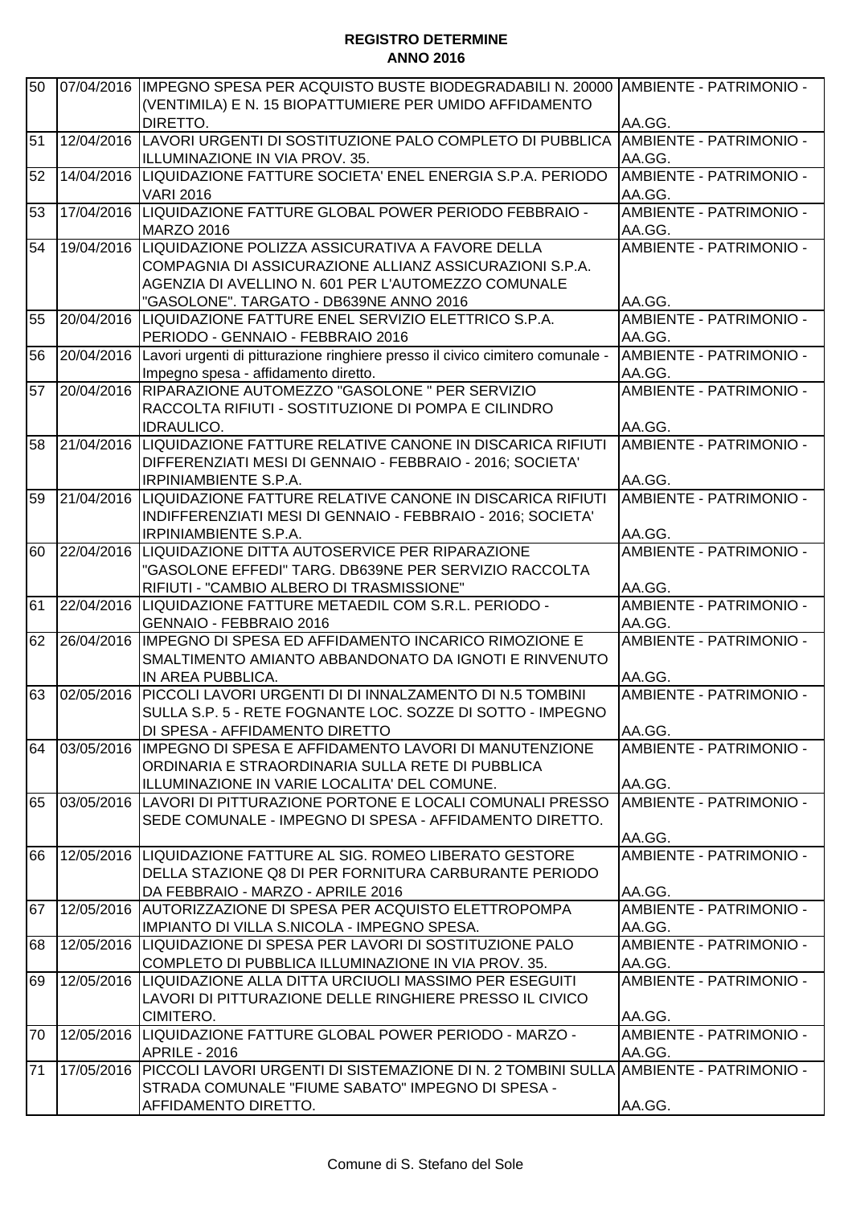**REGISTRO DETERMINE**
**ANNO 2016**

| | | | |
|---|---|---|---|
| 50 | 07/04/2016 | IMPEGNO SPESA PER ACQUISTO BUSTE BIODEGRADABILI N. 20000 (VENTIMILA) E N. 15 BIOPATTUMIERE PER UMIDO AFFIDAMENTO DIRETTO. | AMBIENTE - PATRIMONIO - AA.GG. |
| 51 | 12/04/2016 | LAVORI URGENTI DI SOSTITUZIONE PALO COMPLETO DI PUBBLICA ILLUMINAZIONE IN VIA PROV. 35. | AMBIENTE - PATRIMONIO - AA.GG. |
| 52 | 14/04/2016 | LIQUIDAZIONE FATTURE SOCIETA' ENEL ENERGIA S.P.A. PERIODO VARI 2016 | AMBIENTE - PATRIMONIO - AA.GG. |
| 53 | 17/04/2016 | LIQUIDAZIONE FATTURE GLOBAL POWER PERIODO FEBBRAIO - MARZO 2016 | AMBIENTE - PATRIMONIO - AA.GG. |
| 54 | 19/04/2016 | LIQUIDAZIONE POLIZZA ASSICURATIVA A FAVORE DELLA COMPAGNIA DI ASSICURAZIONE ALLIANZ ASSICURAZIONI S.P.A. AGENZIA DI AVELLINO N. 601 PER L'AUTOMEZZO COMUNALE "GASOLONE". TARGATO - DB639NE ANNO 2016 | AMBIENTE - PATRIMONIO - AA.GG. |
| 55 | 20/04/2016 | LIQUIDAZIONE FATTURE ENEL SERVIZIO ELETTRICO S.P.A. PERIODO - GENNAIO - FEBBRAIO 2016 | AMBIENTE - PATRIMONIO - AA.GG. |
| 56 | 20/04/2016 | Lavori urgenti di pitturazione ringhiere presso il civico cimitero comunale - Impegno spesa - affidamento diretto. | AMBIENTE - PATRIMONIO - AA.GG. |
| 57 | 20/04/2016 | RIPARAZIONE AUTOMEZZO "GASOLONE " PER SERVIZIO RACCOLTA RIFIUTI - SOSTITUZIONE DI POMPA E CILINDRO IDRAULICO. | AMBIENTE - PATRIMONIO - AA.GG. |
| 58 | 21/04/2016 | LIQUIDAZIONE FATTURE RELATIVE CANONE IN DISCARICA RIFIUTI DIFFERENZIATI MESI DI GENNAIO - FEBBRAIO - 2016; SOCIETA' IRPINIAMBIENTE S.P.A. | AMBIENTE - PATRIMONIO - AA.GG. |
| 59 | 21/04/2016 | LIQUIDAZIONE FATTURE RELATIVE CANONE IN DISCARICA RIFIUTI INDIFFERENZIATI MESI DI GENNAIO - FEBBRAIO - 2016; SOCIETA' IRPINIAMBIENTE S.P.A. | AMBIENTE - PATRIMONIO - AA.GG. |
| 60 | 22/04/2016 | LIQUIDAZIONE DITTA AUTOSERVICE PER RIPARAZIONE "GASOLONE EFFEDI" TARG. DB639NE PER SERVIZIO RACCOLTA RIFIUTI - "CAMBIO ALBERO DI TRASMISSIONE" | AMBIENTE - PATRIMONIO - AA.GG. |
| 61 | 22/04/2016 | LIQUIDAZIONE FATTURE METAEDIL COM S.R.L. PERIODO - GENNAIO - FEBBRAIO 2016 | AMBIENTE - PATRIMONIO - AA.GG. |
| 62 | 26/04/2016 | IMPEGNO DI SPESA ED AFFIDAMENTO INCARICO RIMOZIONE E SMALTIMENTO AMIANTO ABBANDONATO DA IGNOTI E RINVENUTO IN AREA PUBBLICA. | AMBIENTE - PATRIMONIO - AA.GG. |
| 63 | 02/05/2016 | PICCOLI LAVORI URGENTI DI DI INNALZAMENTO DI N.5 TOMBINI SULLA S.P. 5 - RETE FOGNANTE LOC. SOZZE DI SOTTO - IMPEGNO DI SPESA - AFFIDAMENTO DIRETTO | AMBIENTE - PATRIMONIO - AA.GG. |
| 64 | 03/05/2016 | IMPEGNO DI SPESA E AFFIDAMENTO LAVORI DI MANUTENZIONE ORDINARIA E STRAORDINARIA SULLA RETE DI PUBBLICA ILLUMINAZIONE IN VARIE LOCALITA' DEL COMUNE. | AMBIENTE - PATRIMONIO - AA.GG. |
| 65 | 03/05/2016 | LAVORI DI PITTURAZIONE PORTONE E LOCALI COMUNALI PRESSO SEDE COMUNALE - IMPEGNO DI SPESA - AFFIDAMENTO DIRETTO. | AMBIENTE - PATRIMONIO - AA.GG. |
| 66 | 12/05/2016 | LIQUIDAZIONE FATTURE AL SIG. ROMEO LIBERATO GESTORE DELLA STAZIONE Q8 DI PER FORNITURA CARBURANTE PERIODO DA FEBBRAIO - MARZO - APRILE 2016 | AMBIENTE - PATRIMONIO - AA.GG. |
| 67 | 12/05/2016 | AUTORIZZAZIONE DI SPESA PER ACQUISTO ELETTROPOMPA IMPIANTO DI VILLA S.NICOLA - IMPEGNO SPESA. | AMBIENTE - PATRIMONIO - AA.GG. |
| 68 | 12/05/2016 | LIQUIDAZIONE DI SPESA PER LAVORI DI SOSTITUZIONE PALO COMPLETO DI PUBBLICA ILLUMINAZIONE IN VIA PROV. 35. | AMBIENTE - PATRIMONIO - AA.GG. |
| 69 | 12/05/2016 | LIQUIDAZIONE ALLA DITTA URCIUOLI MASSIMO PER ESEGUITI LAVORI DI PITTURAZIONE DELLE RINGHIERE PRESSO IL CIVICO CIMITERO. | AMBIENTE - PATRIMONIO - AA.GG. |
| 70 | 12/05/2016 | LIQUIDAZIONE FATTURE GLOBAL POWER PERIODO - MARZO - APRILE - 2016 | AMBIENTE - PATRIMONIO - AA.GG. |
| 71 | 17/05/2016 | PICCOLI LAVORI URGENTI DI SISTEMAZIONE DI N. 2 TOMBINI SULLA STRADA COMUNALE "FIUME SABATO" IMPEGNO DI SPESA - AFFIDAMENTO DIRETTO. | AMBIENTE - PATRIMONIO - AA.GG. |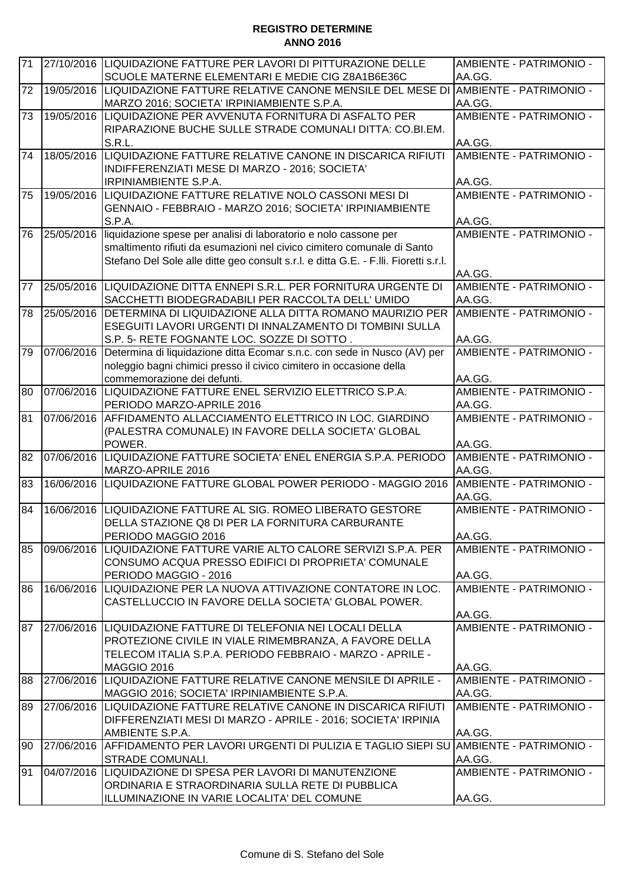**REGISTRO DETERMINE**
**ANNO 2016**

| | | | |
|---|---|---|---|
| 71 | 27/10/2016 | LIQUIDAZIONE FATTURE PER LAVORI DI PITTURAZIONE DELLE SCUOLE MATERNE ELEMENTARI E MEDIE CIG Z8A1B6E36C | AMBIENTE - PATRIMONIO - AA.GG. |
| 72 | 19/05/2016 | LIQUIDAZIONE FATTURE RELATIVE CANONE MENSILE DEL MESE DI MARZO 2016; SOCIETA' IRPINIAMBIENTE S.P.A. | AMBIENTE - PATRIMONIO - AA.GG. |
| 73 | 19/05/2016 | LIQUIDAZIONE PER AVVENUTA FORNITURA DI ASFALTO PER RIPARAZIONE BUCHE SULLE STRADE COMUNALI DITTA: CO.BI.EM. S.R.L. | AMBIENTE - PATRIMONIO - AA.GG. |
| 74 | 18/05/2016 | LIQUIDAZIONE FATTURE RELATIVE CANONE IN DISCARICA RIFIUTI INDIFFERENZIATI MESE DI MARZO - 2016; SOCIETA' IRPINIAMBIENTE S.P.A. | AMBIENTE - PATRIMONIO - AA.GG. |
| 75 | 19/05/2016 | LIQUIDAZIONE FATTURE RELATIVE NOLO CASSONI MESI DI GENNAIO - FEBBRAIO - MARZO 2016; SOCIETA' IRPINIAMBIENTE S.P.A. | AMBIENTE - PATRIMONIO - AA.GG. |
| 76 | 25/05/2016 | liquidazione spese per analisi di laboratorio e nolo cassone per smaltimento rifiuti da esumazioni nel civico cimitero comunale di Santo Stefano Del Sole alle ditte geo consult s.r.l. e ditta G.E. - F.lli. Fioretti s.r.l. | AMBIENTE - PATRIMONIO - AA.GG. |
| 77 | 25/05/2016 | LIQUIDAZIONE DITTA ENNEPI S.R.L. PER FORNITURA URGENTE DI SACCHETTI BIODEGRADABILI PER RACCOLTA DELL' UMIDO | AMBIENTE - PATRIMONIO - AA.GG. |
| 78 | 25/05/2016 | DETERMINA DI LIQUIDAZIONE ALLA DITTA ROMANO MAURIZIO PER ESEGUITI LAVORI URGENTI DI INNALZAMENTO DI TOMBINI SULLA S.P. 5- RETE FOGNANTE LOC. SOZZE DI SOTTO . | AMBIENTE - PATRIMONIO - AA.GG. |
| 79 | 07/06/2016 | Determina di liquidazione ditta Ecomar s.n.c. con sede in Nusco (AV) per noleggio bagni chimici presso il civico cimitero in occasione della commemorazione dei defunti. | AMBIENTE - PATRIMONIO - AA.GG. |
| 80 | 07/06/2016 | LIQUIDAZIONE FATTURE ENEL SERVIZIO ELETTRICO S.P.A. PERIODO MARZO-APRILE 2016 | AMBIENTE - PATRIMONIO - AA.GG. |
| 81 | 07/06/2016 | AFFIDAMENTO ALLACCIAMENTO ELETTRICO IN LOC. GIARDINO (PALESTRA COMUNALE) IN FAVORE DELLA SOCIETA' GLOBAL POWER. | AMBIENTE - PATRIMONIO - AA.GG. |
| 82 | 07/06/2016 | LIQUIDAZIONE FATTURE SOCIETA' ENEL ENERGIA S.P.A. PERIODO MARZO-APRILE 2016 | AMBIENTE - PATRIMONIO - AA.GG. |
| 83 | 16/06/2016 | LIQUIDAZIONE FATTURE GLOBAL POWER PERIODO - MAGGIO 2016 | AMBIENTE - PATRIMONIO - AA.GG. |
| 84 | 16/06/2016 | LIQUIDAZIONE FATTURE AL SIG. ROMEO LIBERATO GESTORE DELLA STAZIONE Q8 DI PER LA FORNITURA CARBURANTE PERIODO MAGGIO 2016 | AMBIENTE - PATRIMONIO - AA.GG. |
| 85 | 09/06/2016 | LIQUIDAZIONE FATTURE VARIE ALTO CALORE SERVIZI S.P.A. PER CONSUMO ACQUA PRESSO EDIFICI DI PROPRIETA' COMUNALE PERIODO MAGGIO - 2016 | AMBIENTE - PATRIMONIO - AA.GG. |
| 86 | 16/06/2016 | LIQUIDAZIONE PER LA NUOVA ATTIVAZIONE CONTATORE IN LOC. CASTELLUCCIO IN FAVORE DELLA SOCIETA' GLOBAL POWER. | AMBIENTE - PATRIMONIO - AA.GG. |
| 87 | 27/06/2016 | LIQUIDAZIONE FATTURE DI TELEFONIA NEI LOCALI DELLA PROTEZIONE CIVILE IN VIALE RIMEMBRANZA, A FAVORE DELLA TELECOM ITALIA S.P.A. PERIODO FEBBRAIO - MARZO - APRILE - MAGGIO 2016 | AMBIENTE - PATRIMONIO - AA.GG. |
| 88 | 27/06/2016 | LIQUIDAZIONE FATTURE RELATIVE CANONE MENSILE DI APRILE - MAGGIO 2016; SOCIETA' IRPINIAMBIENTE S.P.A. | AMBIENTE - PATRIMONIO - AA.GG. |
| 89 | 27/06/2016 | LIQUIDAZIONE FATTURE RELATIVE CANONE IN DISCARICA RIFIUTI DIFFERENZIATI MESI DI MARZO - APRILE - 2016; SOCIETA' IRPINIA AMBIENTE S.P.A. | AMBIENTE - PATRIMONIO - AA.GG. |
| 90 | 27/06/2016 | AFFIDAMENTO PER LAVORI URGENTI DI PULIZIA E TAGLIO SIEPI SU STRADE COMUNALI. | AMBIENTE - PATRIMONIO - AA.GG. |
| 91 | 04/07/2016 | LIQUIDAZIONE DI SPESA PER LAVORI DI MANUTENZIONE ORDINARIA E STRAORDINARIA SULLA RETE DI PUBBLICA ILLUMINAZIONE IN VARIE LOCALITA' DEL COMUNE | AMBIENTE - PATRIMONIO - AA.GG. |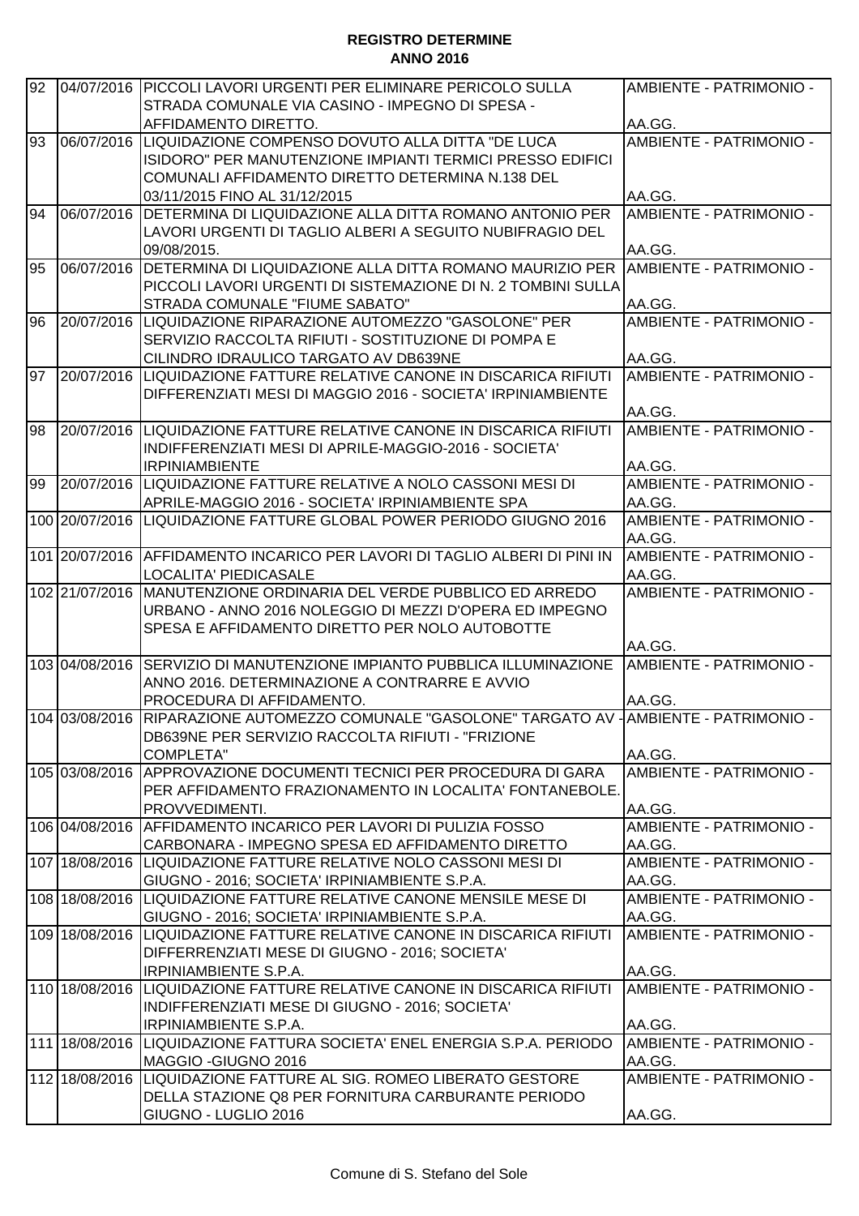**REGISTRO DETERMINE**
**ANNO 2016**

| | | | |
|---|---|---|---|
| 92 | 04/07/2016 | PICCOLI LAVORI URGENTI PER ELIMINARE PERICOLO SULLA STRADA COMUNALE VIA CASINO - IMPEGNO DI SPESA - AFFIDAMENTO DIRETTO. | AMBIENTE - PATRIMONIO - AA.GG. |
| 93 | 06/07/2016 | LIQUIDAZIONE COMPENSO DOVUTO ALLA DITTA "DE LUCA ISIDORO" PER MANUTENZIONE IMPIANTI TERMICI PRESSO EDIFICI COMUNALI AFFIDAMENTO DIRETTO DETERMINA N.138 DEL 03/11/2015 FINO AL 31/12/2015 | AMBIENTE - PATRIMONIO - AA.GG. |
| 94 | 06/07/2016 | DETERMINA DI LIQUIDAZIONE ALLA DITTA ROMANO ANTONIO PER LAVORI URGENTI DI TAGLIO ALBERI A SEGUITO NUBIFRAGIO DEL 09/08/2015. | AMBIENTE - PATRIMONIO - AA.GG. |
| 95 | 06/07/2016 | DETERMINA DI LIQUIDAZIONE ALLA DITTA ROMANO MAURIZIO PER PICCOLI LAVORI URGENTI DI SISTEMAZIONE DI N. 2 TOMBINI SULLA STRADA COMUNALE "FIUME SABATO" | AMBIENTE - PATRIMONIO - AA.GG. |
| 96 | 20/07/2016 | LIQUIDAZIONE RIPARAZIONE AUTOMEZZO "GASOLONE" PER SERVIZIO RACCOLTA RIFIUTI - SOSTITUZIONE DI POMPA E CILINDRO IDRAULICO TARGATO AV DB639NE | AMBIENTE - PATRIMONIO - AA.GG. |
| 97 | 20/07/2016 | LIQUIDAZIONE FATTURE RELATIVE CANONE IN DISCARICA RIFIUTI DIFFERENZIATI MESI DI MAGGIO 2016 - SOCIETA' IRPINIAMBIENTE | AMBIENTE - PATRIMONIO - AA.GG. |
| 98 | 20/07/2016 | LIQUIDAZIONE FATTURE RELATIVE CANONE IN DISCARICA RIFIUTI INDIFFERENZIATI MESI DI APRILE-MAGGIO-2016 - SOCIETA' IRPINIAMBIENTE | AMBIENTE - PATRIMONIO - AA.GG. |
| 99 | 20/07/2016 | LIQUIDAZIONE FATTURE RELATIVE A NOLO CASSONI MESI DI APRILE-MAGGIO 2016 - SOCIETA' IRPINIAMBIENTE SPA | AMBIENTE - PATRIMONIO - AA.GG. |
| 100 | 20/07/2016 | LIQUIDAZIONE FATTURE GLOBAL POWER PERIODO GIUGNO 2016 | AMBIENTE - PATRIMONIO - AA.GG. |
| 101 | 20/07/2016 | AFFIDAMENTO INCARICO PER LAVORI DI TAGLIO ALBERI DI PINI IN LOCALITA' PIEDICASALE | AMBIENTE - PATRIMONIO - AA.GG. |
| 102 | 21/07/2016 | MANUTENZIONE ORDINARIA DEL VERDE PUBBLICO ED ARREDO URBANO - ANNO 2016 NOLEGGIO DI MEZZI D'OPERA ED IMPEGNO SPESA E AFFIDAMENTO DIRETTO PER NOLO AUTOBOTTE | AMBIENTE - PATRIMONIO - AA.GG. |
| 103 | 04/08/2016 | SERVIZIO DI MANUTENZIONE IMPIANTO PUBBLICA ILLUMINAZIONE ANNO 2016. DETERMINAZIONE A CONTRARRE E AVVIO PROCEDURA DI AFFIDAMENTO. | AMBIENTE - PATRIMONIO - AA.GG. |
| 104 | 03/08/2016 | RIPARAZIONE AUTOMEZZO COMUNALE "GASOLONE" TARGATO AV - DB639NE PER SERVIZIO RACCOLTA RIFIUTI - "FRIZIONE COMPLETA" | AMBIENTE - PATRIMONIO - AA.GG. |
| 105 | 03/08/2016 | APPROVAZIONE DOCUMENTI TECNICI PER PROCEDURA DI GARA PER AFFIDAMENTO FRAZIONAMENTO IN LOCALITA' FONTANEBOLE. PROVVEDIMENTI. | AMBIENTE - PATRIMONIO - AA.GG. |
| 106 | 04/08/2016 | AFFIDAMENTO INCARICO PER LAVORI DI PULIZIA FOSSO CARBONARA - IMPEGNO SPESA ED AFFIDAMENTO DIRETTO | AMBIENTE - PATRIMONIO - AA.GG. |
| 107 | 18/08/2016 | LIQUIDAZIONE FATTURE RELATIVE NOLO CASSONI MESI DI GIUGNO - 2016; SOCIETA' IRPINIAMBIENTE S.P.A. | AMBIENTE - PATRIMONIO - AA.GG. |
| 108 | 18/08/2016 | LIQUIDAZIONE FATTURE RELATIVE CANONE MENSILE MESE DI GIUGNO - 2016; SOCIETA' IRPINIAMBIENTE S.P.A. | AMBIENTE - PATRIMONIO - AA.GG. |
| 109 | 18/08/2016 | LIQUIDAZIONE FATTURE RELATIVE CANONE IN DISCARICA RIFIUTI DIFFERRENZIATI MESE DI GIUGNO - 2016; SOCIETA' IRPINIAMBIENTE S.P.A. | AMBIENTE - PATRIMONIO - AA.GG. |
| 110 | 18/08/2016 | LIQUIDAZIONE FATTURE RELATIVE CANONE IN DISCARICA RIFIUTI INDIFFERENZIATI MESE DI GIUGNO - 2016; SOCIETA' IRPINIAMBIENTE S.P.A. | AMBIENTE - PATRIMONIO - AA.GG. |
| 111 | 18/08/2016 | LIQUIDAZIONE FATTURA SOCIETA' ENEL ENERGIA S.P.A. PERIODO MAGGIO -GIUGNO 2016 | AMBIENTE - PATRIMONIO - AA.GG. |
| 112 | 18/08/2016 | LIQUIDAZIONE FATTURE AL SIG. ROMEO LIBERATO GESTORE DELLA STAZIONE Q8 PER FORNITURA CARBURANTE PERIODO GIUGNO - LUGLIO 2016 | AMBIENTE - PATRIMONIO - AA.GG. |

Comune di S. Stefano del Sole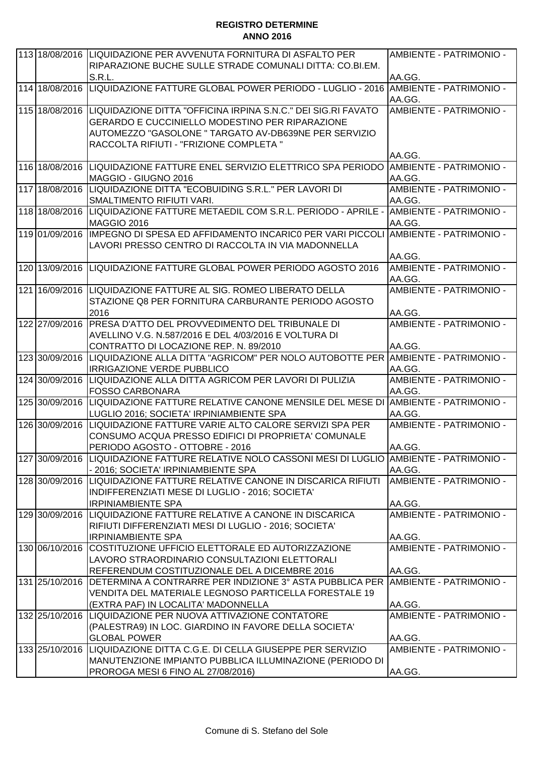**REGISTRO DETERMINE**
**ANNO 2016**

| | | | |
|---|---|---|---|
| 113 | 18/08/2016 | LIQUIDAZIONE PER AVVENUTA FORNITURA DI ASFALTO PER RIPARAZIONE BUCHE SULLE STRADE COMUNALI DITTA: CO.BI.EM. S.R.L. | AMBIENTE - PATRIMONIO - AA.GG. |
| 114 | 18/08/2016 | LIQUIDAZIONE FATTURE GLOBAL POWER PERIODO - LUGLIO - 2016 | AMBIENTE - PATRIMONIO - AA.GG. |
| 115 | 18/08/2016 | LIQUIDAZIONE DITTA "OFFICINA IRPINA S.N.C." DEI SIG.RI FAVATO GERARDO E CUCCINIELLO MODESTINO PER RIPARAZIONE AUTOMEZZO "GASOLONE " TARGATO AV-DB639NE PER SERVIZIO RACCOLTA RIFIUTI - "FRIZIONE COMPLETA " | AMBIENTE - PATRIMONIO - AA.GG. |
| 116 | 18/08/2016 | LIQUIDAZIONE FATTURE ENEL SERVIZIO ELETTRICO SPA PERIODO MAGGIO - GIUGNO 2016 | AMBIENTE - PATRIMONIO - AA.GG. |
| 117 | 18/08/2016 | LIQUIDAZIONE DITTA "ECOBUIDING S.R.L." PER LAVORI DI SMALTIMENTO RIFIUTI VARI. | AMBIENTE - PATRIMONIO - AA.GG. |
| 118 | 18/08/2016 | LIQUIDAZIONE FATTURE METAEDIL COM S.R.L. PERIODO - APRILE - MAGGIO 2016 | AMBIENTE - PATRIMONIO - AA.GG. |
| 119 | 01/09/2016 | IMPEGNO DI SPESA ED AFFIDAMENTO INCARIC0 PER VARI PICCOLI LAVORI PRESSO CENTRO DI RACCOLTA IN VIA MADONNELLA | AMBIENTE - PATRIMONIO - AA.GG. |
| 120 | 13/09/2016 | LIQUIDAZIONE FATTURE GLOBAL POWER PERIODO AGOSTO 2016 | AMBIENTE - PATRIMONIO - AA.GG. |
| 121 | 16/09/2016 | LIQUIDAZIONE FATTURE AL SIG. ROMEO LIBERATO DELLA STAZIONE Q8 PER FORNITURA CARBURANTE PERIODO AGOSTO 2016 | AMBIENTE - PATRIMONIO - AA.GG. |
| 122 | 27/09/2016 | PRESA D'ATTO DEL PROVVEDIMENTO DEL TRIBUNALE DI AVELLINO V.G. N.587/2016 E DEL 4/03/2016 E VOLTURA DI CONTRATTO DI LOCAZIONE REP. N. 89/2010 | AMBIENTE - PATRIMONIO - AA.GG. |
| 123 | 30/09/2016 | LIQUIDAZIONE ALLA DITTA "AGRICOM" PER NOLO AUTOBOTTE PER IRRIGAZIONE VERDE PUBBLICO | AMBIENTE - PATRIMONIO - AA.GG. |
| 124 | 30/09/2016 | LIQUIDAZIONE ALLA DITTA AGRICOM PER LAVORI DI PULIZIA FOSSO CARBONARA | AMBIENTE - PATRIMONIO - AA.GG. |
| 125 | 30/09/2016 | LIQUIDAZIONE FATTURE RELATIVE CANONE MENSILE DEL MESE DI LUGLIO 2016; SOCIETA' IRPINIAMBIENTE SPA | AMBIENTE - PATRIMONIO - AA.GG. |
| 126 | 30/09/2016 | LIQUIDAZIONE FATTURE VARIE ALTO CALORE SERVIZI SPA PER CONSUMO ACQUA PRESSO EDIFICI DI PROPRIETA' COMUNALE PERIODO AGOSTO - OTTOBRE - 2016 | AMBIENTE - PATRIMONIO - AA.GG. |
| 127 | 30/09/2016 | LIQUIDAZIONE FATTURE RELATIVE NOLO CASSONI MESI DI LUGLIO - 2016; SOCIETA' IRPINIAMBIENTE SPA | AMBIENTE - PATRIMONIO - AA.GG. |
| 128 | 30/09/2016 | LIQUIDAZIONE FATTURE RELATIVE CANONE IN DISCARICA RIFIUTI INDIFFERENZIATI MESE DI LUGLIO - 2016; SOCIETA' IRPINIAMBIENTE SPA | AMBIENTE - PATRIMONIO - AA.GG. |
| 129 | 30/09/2016 | LIQUIDAZIONE FATTURE RELATIVE A CANONE IN DISCARICA RIFIUTI DIFFERENZIATI MESI DI LUGLIO - 2016; SOCIETA' IRPINIAMBIENTE SPA | AMBIENTE - PATRIMONIO - AA.GG. |
| 130 | 06/10/2016 | COSTITUZIONE UFFICIO ELETTORALE ED AUTORIZZAZIONE LAVORO STRAORDINARIO CONSULTAZIONI ELETTORALI REFERENDUM COSTITUZIONALE DEL A DICEMBRE 2016 | AMBIENTE - PATRIMONIO - AA.GG. |
| 131 | 25/10/2016 | DETERMINA A CONTRARRE PER INDIZIONE 3° ASTA PUBBLICA PER VENDITA DEL MATERIALE LEGNOSO PARTICELLA FORESTALE 19 (EXTRA PAF) IN LOCALITA' MADONNELLA | AMBIENTE - PATRIMONIO - AA.GG. |
| 132 | 25/10/2016 | LIQUIDAZIONE PER NUOVA ATTIVAZIONE CONTATORE (PALESTRA9) IN LOC. GIARDINO IN FAVORE DELLA SOCIETA' GLOBAL POWER | AMBIENTE - PATRIMONIO - AA.GG. |
| 133 | 25/10/2016 | LIQUIDAZIONE DITTA C.G.E. DI CELLA GIUSEPPE PER SERVIZIO MANUTENZIONE IMPIANTO PUBBLICA ILLUMINAZIONE (PERIODO DI PROROGA MESI 6 FINO AL 27/08/2016) | AMBIENTE - PATRIMONIO - AA.GG. |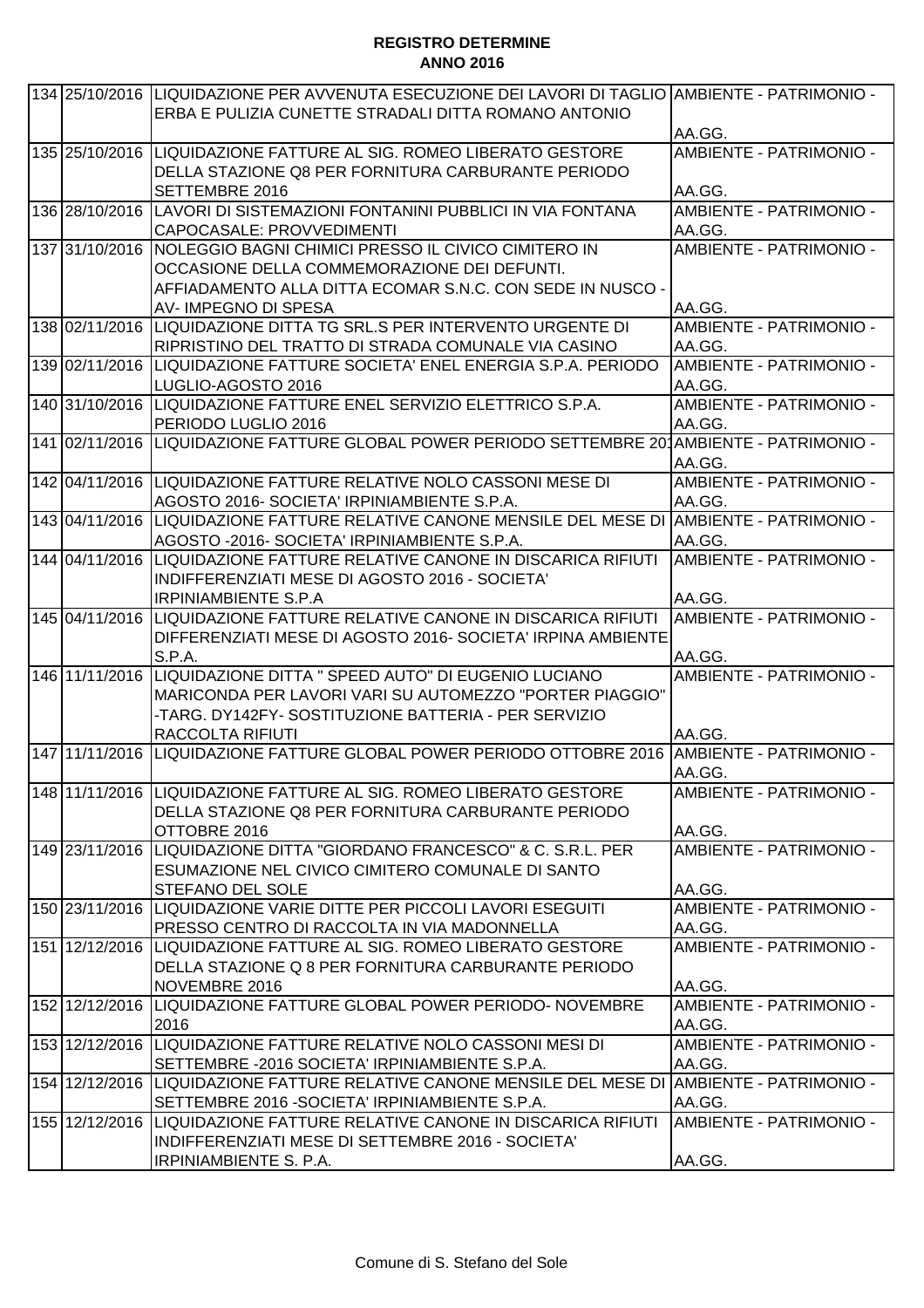**REGISTRO DETERMINE**
**ANNO 2016**

| | | | |
|---|---|---|---|
| 134 | 25/10/2016 | LIQUIDAZIONE PER AVVENUTA ESECUZIONE DEI LAVORI DI TAGLIO ERBA E PULIZIA CUNETTE STRADALI DITTA ROMANO ANTONIO | AMBIENTE - PATRIMONIO - AA.GG. |
| 135 | 25/10/2016 | LIQUIDAZIONE FATTURE AL SIG. ROMEO LIBERATO GESTORE DELLA STAZIONE Q8 PER FORNITURA CARBURANTE PERIODO SETTEMBRE 2016 | AMBIENTE - PATRIMONIO - AA.GG. |
| 136 | 28/10/2016 | LAVORI DI SISTEMAZIONI FONTANINI PUBBLICI IN VIA FONTANA CAPOCASALE: PROVVEDIMENTI | AMBIENTE - PATRIMONIO - AA.GG. |
| 137 | 31/10/2016 | NOLEGGIO BAGNI CHIMICI PRESSO IL CIVICO CIMITERO IN OCCASIONE DELLA COMMEMORAZIONE DEI DEFUNTI. AFFIADAMENTO ALLA DITTA ECOMAR S.N.C. CON SEDE IN NUSCO - AV- IMPEGNO DI SPESA | AMBIENTE - PATRIMONIO - AA.GG. |
| 138 | 02/11/2016 | LIQUIDAZIONE DITTA TG SRL.S PER INTERVENTO URGENTE DI RIPRISTINO DEL TRATTO DI STRADA COMUNALE VIA CASINO | AMBIENTE - PATRIMONIO - AA.GG. |
| 139 | 02/11/2016 | LIQUIDAZIONE FATTURE SOCIETA' ENEL ENERGIA S.P.A. PERIODO LUGLIO-AGOSTO 2016 | AMBIENTE - PATRIMONIO - AA.GG. |
| 140 | 31/10/2016 | LIQUIDAZIONE FATTURE ENEL SERVIZIO ELETTRICO S.P.A. PERIODO LUGLIO 2016 | AMBIENTE - PATRIMONIO - AA.GG. |
| 141 | 02/11/2016 | LIQUIDAZIONE FATTURE GLOBAL POWER PERIODO SETTEMBRE 20 | AMBIENTE - PATRIMONIO - AA.GG. |
| 142 | 04/11/2016 | LIQUIDAZIONE FATTURE RELATIVE NOLO CASSONI MESE DI AGOSTO 2016- SOCIETA' IRPINIAMBIENTE S.P.A. | AMBIENTE - PATRIMONIO - AA.GG. |
| 143 | 04/11/2016 | LIQUIDAZIONE FATTURE RELATIVE CANONE MENSILE DEL MESE DI AGOSTO -2016- SOCIETA' IRPINIAMBIENTE S.P.A. | AMBIENTE - PATRIMONIO - AA.GG. |
| 144 | 04/11/2016 | LIQUIDAZIONE FATTURE RELATIVE CANONE IN DISCARICA RIFIUTI INDIFFERENZIATI MESE DI AGOSTO 2016 - SOCIETA' IRPINIAMBIENTE S.P.A | AMBIENTE - PATRIMONIO - AA.GG. |
| 145 | 04/11/2016 | LIQUIDAZIONE FATTURE RELATIVE CANONE IN DISCARICA RIFIUTI DIFFERENZIATI MESE DI AGOSTO 2016- SOCIETA' IRPINA AMBIENTE S.P.A. | AMBIENTE - PATRIMONIO - AA.GG. |
| 146 | 11/11/2016 | LIQUIDAZIONE DITTA " SPEED AUTO" DI EUGENIO LUCIANO MARICONDA PER LAVORI VARI SU AUTOMEZZO "PORTER PIAGGIO" -TARG. DY142FY- SOSTITUZIONE BATTERIA - PER SERVIZIO RACCOLTA RIFIUTI | AMBIENTE - PATRIMONIO - AA.GG. |
| 147 | 11/11/2016 | LIQUIDAZIONE FATTURE GLOBAL POWER PERIODO OTTOBRE 2016 | AMBIENTE - PATRIMONIO - AA.GG. |
| 148 | 11/11/2016 | LIQUIDAZIONE FATTURE AL SIG. ROMEO LIBERATO GESTORE DELLA STAZIONE Q8 PER FORNITURA CARBURANTE PERIODO OTTOBRE 2016 | AMBIENTE - PATRIMONIO - AA.GG. |
| 149 | 23/11/2016 | LIQUIDAZIONE DITTA "GIORDANO FRANCESCO" & C. S.R.L. PER ESUMAZIONE NEL CIVICO CIMITERO COMUNALE DI SANTO STEFANO DEL SOLE | AMBIENTE - PATRIMONIO - AA.GG. |
| 150 | 23/11/2016 | LIQUIDAZIONE VARIE DITTE PER PICCOLI LAVORI ESEGUITI PRESSO CENTRO DI RACCOLTA IN VIA MADONNELLA | AMBIENTE - PATRIMONIO - AA.GG. |
| 151 | 12/12/2016 | LIQUIDAZIONE FATTURE AL SIG. ROMEO LIBERATO GESTORE DELLA STAZIONE Q 8 PER FORNITURA CARBURANTE PERIODO NOVEMBRE 2016 | AMBIENTE - PATRIMONIO - AA.GG. |
| 152 | 12/12/2016 | LIQUIDAZIONE FATTURE GLOBAL POWER PERIODO- NOVEMBRE 2016 | AMBIENTE - PATRIMONIO - AA.GG. |
| 153 | 12/12/2016 | LIQUIDAZIONE FATTURE RELATIVE NOLO CASSONI MESI DI SETTEMBRE -2016 SOCIETA' IRPINIAMBIENTE S.P.A. | AMBIENTE - PATRIMONIO - AA.GG. |
| 154 | 12/12/2016 | LIQUIDAZIONE FATTURE RELATIVE CANONE MENSILE DEL MESE DI SETTEMBRE 2016 -SOCIETA' IRPINIAMBIENTE S.P.A. | AMBIENTE - PATRIMONIO - AA.GG. |
| 155 | 12/12/2016 | LIQUIDAZIONE FATTURE RELATIVE CANONE IN DISCARICA RIFIUTI INDIFFERENZIATI MESE DI SETTEMBRE 2016 - SOCIETA' IRPINIAMBIENTE S. P.A. | AMBIENTE - PATRIMONIO - AA.GG. |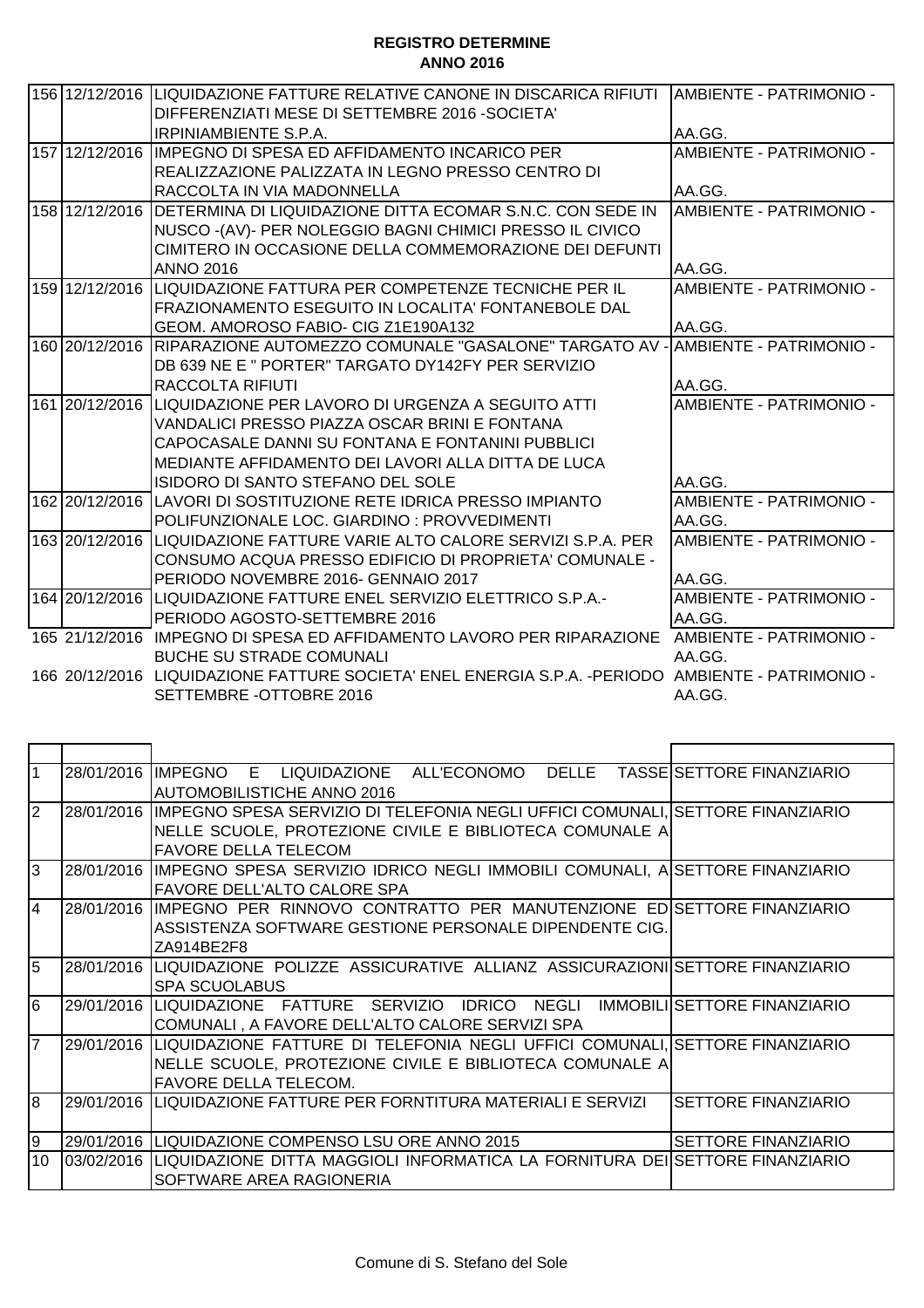**REGISTRO DETERMINE**
**ANNO 2016**

| | | | |
|---|---|---|---|
| 156 | 12/12/2016 | LIQUIDAZIONE FATTURE RELATIVE CANONE IN DISCARICA RIFIUTI DIFFERENZIATI MESE DI SETTEMBRE 2016 -SOCIETA' IRPINIAMBIENTE S.P.A. | AMBIENTE - PATRIMONIO - AA.GG. |
| 157 | 12/12/2016 | IMPEGNO DI SPESA ED AFFIDAMENTO INCARICO PER REALIZZAZIONE PALIZZATA IN LEGNO PRESSO CENTRO DI RACCOLTA IN VIA MADONNELLA | AMBIENTE - PATRIMONIO - AA.GG. |
| 158 | 12/12/2016 | DETERMINA DI LIQUIDAZIONE DITTA ECOMAR S.N.C. CON SEDE IN NUSCO -(AV)- PER NOLEGGIO BAGNI CHIMICI PRESSO IL CIVICO CIMITERO IN OCCASIONE DELLA COMMEMORAZIONE DEI DEFUNTI ANNO 2016 | AMBIENTE - PATRIMONIO - AA.GG. |
| 159 | 12/12/2016 | LIQUIDAZIONE FATTURA PER COMPETENZE TECNICHE PER IL FRAZIONAMENTO ESEGUITO IN LOCALITA' FONTANEBOLE DAL GEOM. AMOROSO FABIO- CIG Z1E190A132 | AMBIENTE - PATRIMONIO - AA.GG. |
| 160 | 20/12/2016 | RIPARAZIONE AUTOMEZZO COMUNALE "GASALONE" TARGATO AV - DB 639 NE E " PORTER" TARGATO DY142FY PER SERVIZIO RACCOLTA RIFIUTI | AMBIENTE - PATRIMONIO - AA.GG. |
| 161 | 20/12/2016 | LIQUIDAZIONE PER LAVORO DI URGENZA A SEGUITO ATTI VANDALICI PRESSO PIAZZA OSCAR BRINI E FONTANA CAPOCASALE DANNI SU FONTANA E FONTANINI PUBBLICI MEDIANTE AFFIDAMENTO DEI LAVORI ALLA DITTA DE LUCA ISIDORO DI SANTO STEFANO DEL SOLE | AMBIENTE - PATRIMONIO - AA.GG. |
| 162 | 20/12/2016 | LAVORI DI SOSTITUZIONE RETE IDRICA PRESSO IMPIANTO POLIFUNZIONALE LOC. GIARDINO : PROVVEDIMENTI | AMBIENTE - PATRIMONIO - AA.GG. |
| 163 | 20/12/2016 | LIQUIDAZIONE FATTURE VARIE ALTO CALORE SERVIZI S.P.A. PER CONSUMO ACQUA PRESSO EDIFICIO DI PROPRIETA' COMUNALE - PERIODO NOVEMBRE 2016- GENNAIO 2017 | AMBIENTE - PATRIMONIO - AA.GG. |
| 164 | 20/12/2016 | LIQUIDAZIONE FATTURE ENEL SERVIZIO ELETTRICO S.P.A.- PERIODO AGOSTO-SETTEMBRE 2016 | AMBIENTE - PATRIMONIO - AA.GG. |
| 165 | 21/12/2016 | IMPEGNO DI SPESA ED AFFIDAMENTO LAVORO PER RIPARAZIONE BUCHE SU STRADE COMUNALI | AMBIENTE - PATRIMONIO - AA.GG. |
| 166 | 20/12/2016 | LIQUIDAZIONE FATTURE SOCIETA' ENEL ENERGIA S.P.A. -PERIODO SETTEMBRE -OTTOBRE 2016 | AMBIENTE - PATRIMONIO - AA.GG. |

| | | | |
|---|---|---|---|
| 1 | 28/01/2016 | IMPEGNO E LIQUIDAZIONE ALL'ECONOMO DELLE TASSE AUTOMOBILISTICHE ANNO 2016 | SETTORE FINANZIARIO |
| 2 | 28/01/2016 | IMPEGNO SPESA SERVIZIO DI TELEFONIA NEGLI UFFICI COMUNALI, NELLE SCUOLE, PROTEZIONE CIVILE E BIBLIOTECA COMUNALE A FAVORE DELLA TELECOM | SETTORE FINANZIARIO |
| 3 | 28/01/2016 | IMPEGNO SPESA SERVIZIO IDRICO NEGLI IMMOBILI COMUNALI, A FAVORE DELL'ALTO CALORE SPA | SETTORE FINANZIARIO |
| 4 | 28/01/2016 | IMPEGNO PER RINNOVO CONTRATTO PER MANUTENZIONE ED ASSISTENZA SOFTWARE GESTIONE PERSONALE DIPENDENTE CIG. ZA914BE2F8 | SETTORE FINANZIARIO |
| 5 | 28/01/2016 | LIQUIDAZIONE POLIZZE ASSICURATIVE ALLIANZ ASSICURAZIONI SPA SCUOLABUS | SETTORE FINANZIARIO |
| 6 | 29/01/2016 | LIQUIDAZIONE FATTURE SERVIZIO IDRICO NEGLI IMMOBILI COMUNALI , A FAVORE DELL'ALTO CALORE SERVIZI SPA | SETTORE FINANZIARIO |
| 7 | 29/01/2016 | LIQUIDAZIONE FATTURE DI TELEFONIA NEGLI UFFICI COMUNALI, NELLE SCUOLE, PROTEZIONE CIVILE E BIBLIOTECA COMUNALE A FAVORE DELLA TELECOM. | SETTORE FINANZIARIO |
| 8 | 29/01/2016 | LIQUIDAZIONE FATTURE PER FORNTITURA MATERIALI E SERVIZI | SETTORE FINANZIARIO |
| 9 | 29/01/2016 | LIQUIDAZIONE COMPENSO LSU ORE ANNO 2015 | SETTORE FINANZIARIO |
| 10 | 03/02/2016 | LIQUIDAZIONE DITTA MAGGIOLI INFORMATICA LA FORNITURA DEI SOFTWARE AREA RAGIONERIA | SETTORE FINANZIARIO |

Comune di S. Stefano del Sole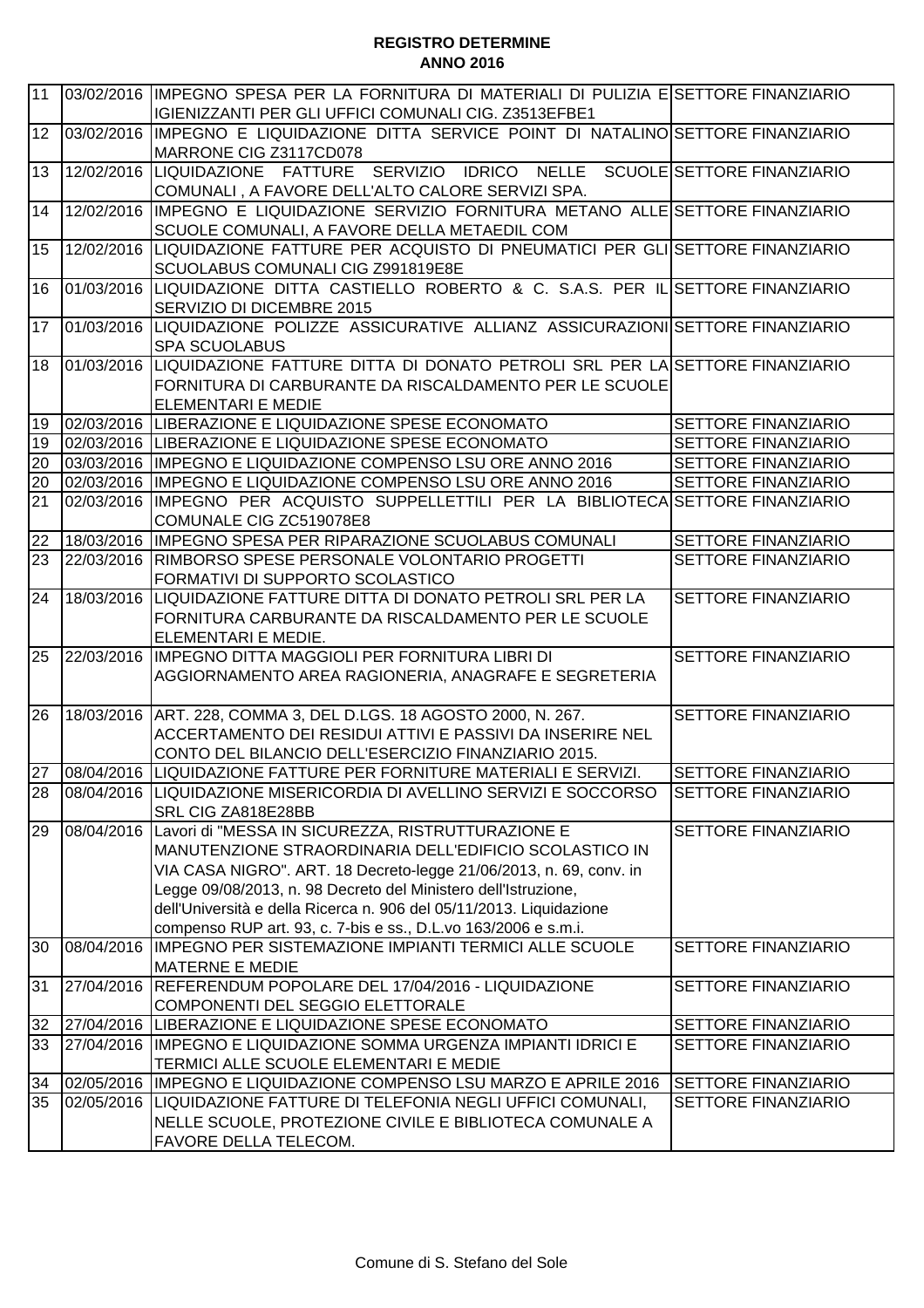**REGISTRO DETERMINE**
**ANNO 2016**

| | | | |
|---|---|---|---|
| 11 | 03/02/2016 | IMPEGNO SPESA PER LA FORNITURA DI MATERIALI DI PULIZIA E IGIENIZZANTI PER GLI UFFICI COMUNALI CIG. Z3513EFBE1 | SETTORE FINANZIARIO |
| 12 | 03/02/2016 | IMPEGNO E LIQUIDAZIONE DITTA SERVICE POINT DI NATALINO MARRONE CIG Z3117CD078 | SETTORE FINANZIARIO |
| 13 | 12/02/2016 | LIQUIDAZIONE FATTURE SERVIZIO IDRICO NELLE SCUOLE COMUNALI , A FAVORE DELL'ALTO CALORE SERVIZI SPA. | SETTORE FINANZIARIO |
| 14 | 12/02/2016 | IMPEGNO E LIQUIDAZIONE SERVIZIO FORNITURA METANO ALLE SCUOLE COMUNALI, A FAVORE DELLA METAEDIL COM | SETTORE FINANZIARIO |
| 15 | 12/02/2016 | LIQUIDAZIONE FATTURE PER ACQUISTO DI PNEUMATICI PER GLI SCUOLABUS COMUNALI CIG Z991819E8E | SETTORE FINANZIARIO |
| 16 | 01/03/2016 | LIQUIDAZIONE DITTA CASTIELLO ROBERTO & C. S.A.S. PER IL SERVIZIO DI DICEMBRE 2015 | SETTORE FINANZIARIO |
| 17 | 01/03/2016 | LIQUIDAZIONE POLIZZE ASSICURATIVE ALLIANZ ASSICURAZIONI SPA SCUOLABUS | SETTORE FINANZIARIO |
| 18 | 01/03/2016 | LIQUIDAZIONE FATTURE DITTA DI DONATO PETROLI SRL PER LA FORNITURA DI CARBURANTE DA RISCALDAMENTO PER LE SCUOLE ELEMENTARI E MEDIE | SETTORE FINANZIARIO |
| 19 | 02/03/2016 | LIBERAZIONE E LIQUIDAZIONE SPESE ECONOMATO | SETTORE FINANZIARIO |
| 19 | 02/03/2016 | LIBERAZIONE E LIQUIDAZIONE SPESE ECONOMATO | SETTORE FINANZIARIO |
| 20 | 03/03/2016 | IMPEGNO E LIQUIDAZIONE COMPENSO LSU ORE ANNO 2016 | SETTORE FINANZIARIO |
| 20 | 02/03/2016 | IMPEGNO E LIQUIDAZIONE COMPENSO LSU ORE ANNO 2016 | SETTORE FINANZIARIO |
| 21 | 02/03/2016 | IMPEGNO PER ACQUISTO SUPPELLETTILI PER LA BIBLIOTECA COMUNALE CIG ZC519078E8 | SETTORE FINANZIARIO |
| 22 | 18/03/2016 | IMPEGNO SPESA PER RIPARAZIONE SCUOLABUS COMUNALI | SETTORE FINANZIARIO |
| 23 | 22/03/2016 | RIMBORSO SPESE PERSONALE VOLONTARIO PROGETTI FORMATIVI DI SUPPORTO SCOLASTICO | SETTORE FINANZIARIO |
| 24 | 18/03/2016 | LIQUIDAZIONE FATTURE DITTA DI DONATO PETROLI SRL PER LA FORNITURA CARBURANTE DA RISCALDAMENTO PER LE SCUOLE ELEMENTARI E MEDIE. | SETTORE FINANZIARIO |
| 25 | 22/03/2016 | IMPEGNO DITTA MAGGIOLI PER FORNITURA LIBRI DI AGGIORNAMENTO AREA RAGIONERIA, ANAGRAFE E SEGRETERIA | SETTORE FINANZIARIO |
| 26 | 18/03/2016 | ART. 228, COMMA 3, DEL D.LGS. 18 AGOSTO 2000, N. 267. ACCERTAMENTO DEI RESIDUI ATTIVI E PASSIVI DA INSERIRE NEL CONTO DEL BILANCIO DELL'ESERCIZIO FINANZIARIO 2015. | SETTORE FINANZIARIO |
| 27 | 08/04/2016 | LIQUIDAZIONE FATTURE PER FORNITURE MATERIALI E SERVIZI. | SETTORE FINANZIARIO |
| 28 | 08/04/2016 | LIQUIDAZIONE MISERICORDIA DI AVELLINO SERVIZI E SOCCORSO SRL CIG ZA818E28BB | SETTORE FINANZIARIO |
| 29 | 08/04/2016 | Lavori di "MESSA IN SICUREZZA, RISTRUTTURAZIONE E MANUTENZIONE STRAORDINARIA DELL'EDIFICIO SCOLASTICO IN VIA CASA NIGRO". ART. 18 Decreto-legge 21/06/2013, n. 69, conv. in Legge 09/08/2013, n. 98 Decreto del Ministero dell'Istruzione, dell'Università e della Ricerca n. 906 del 05/11/2013. Liquidazione compenso RUP art. 93, c. 7-bis e ss., D.L.vo 163/2006 e s.m.i. | SETTORE FINANZIARIO |
| 30 | 08/04/2016 | IMPEGNO PER SISTEMAZIONE IMPIANTI TERMICI ALLE SCUOLE MATERNE E MEDIE | SETTORE FINANZIARIO |
| 31 | 27/04/2016 | REFERENDUM POPOLARE DEL 17/04/2016 - LIQUIDAZIONE COMPONENTI DEL SEGGIO ELETTORALE | SETTORE FINANZIARIO |
| 32 | 27/04/2016 | LIBERAZIONE E LIQUIDAZIONE SPESE ECONOMATO | SETTORE FINANZIARIO |
| 33 | 27/04/2016 | IMPEGNO E LIQUIDAZIONE SOMMA URGENZA IMPIANTI IDRICI E TERMICI ALLE SCUOLE ELEMENTARI E MEDIE | SETTORE FINANZIARIO |
| 34 | 02/05/2016 | IMPEGNO E LIQUIDAZIONE COMPENSO LSU MARZO E APRILE 2016 | SETTORE FINANZIARIO |
| 35 | 02/05/2016 | LIQUIDAZIONE FATTURE DI TELEFONIA NEGLI UFFICI COMUNALI, NELLE SCUOLE, PROTEZIONE CIVILE E BIBLIOTECA COMUNALE A FAVORE DELLA TELECOM. | SETTORE FINANZIARIO |

Comune di S. Stefano del Sole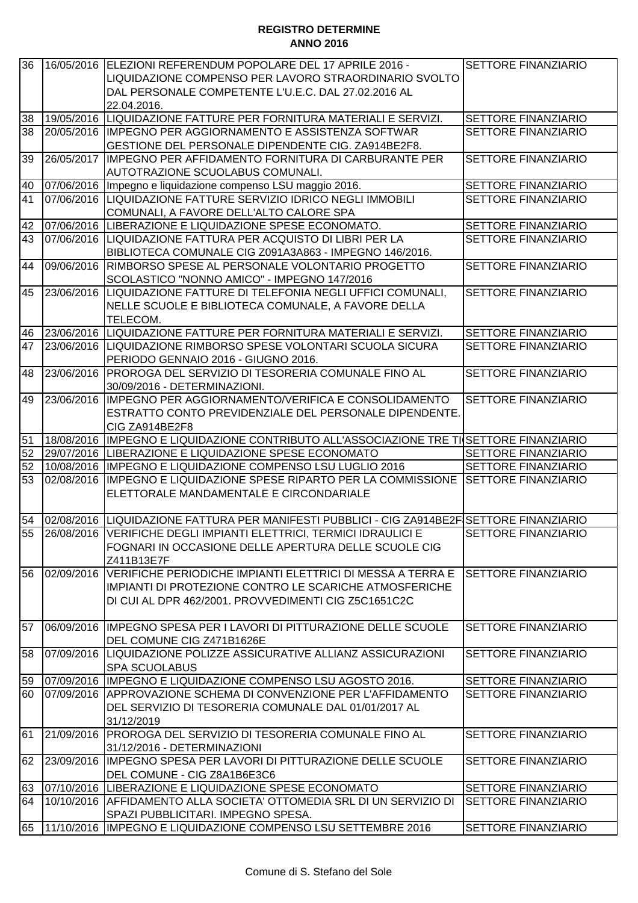**REGISTRO DETERMINE**
**ANNO 2016**

| | | | |
|---|---|---|---|
| 36 | 16/05/2016 | ELEZIONI REFERENDUM POPOLARE DEL 17 APRILE 2016 - LIQUIDAZIONE COMPENSO PER LAVORO STRAORDINARIO SVOLTO DAL PERSONALE COMPETENTE L'U.E.C. DAL 27.02.2016 AL 22.04.2016. | SETTORE FINANZIARIO |
| 38 | 19/05/2016 | LIQUIDAZIONE FATTURE PER FORNITURA MATERIALI E SERVIZI. | SETTORE FINANZIARIO |
| 38 | 20/05/2016 | IMPEGNO PER AGGIORNAMENTO E ASSISTENZA SOFTWAR GESTIONE DEL PERSONALE DIPENDENTE CIG. ZA914BE2F8. | SETTORE FINANZIARIO |
| 39 | 26/05/2017 | IMPEGNO PER AFFIDAMENTO FORNITURA DI CARBURANTE PER AUTOTRAZIONE SCUOLABUS COMUNALI. | SETTORE FINANZIARIO |
| 40 | 07/06/2016 | Impegno e liquidazione compenso LSU maggio 2016. | SETTORE FINANZIARIO |
| 41 | 07/06/2016 | LIQUIDAZIONE FATTURE SERVIZIO IDRICO NEGLI IMMOBILI COMUNALI, A FAVORE DELL'ALTO CALORE SPA | SETTORE FINANZIARIO |
| 42 | 07/06/2016 | LIBERAZIONE E LIQUIDAZIONE SPESE ECONOMATO. | SETTORE FINANZIARIO |
| 43 | 07/06/2016 | LIQUIDAZIONE FATTURA PER ACQUISTO DI LIBRI PER LA BIBLIOTECA COMUNALE CIG Z091A3A863 - IMPEGNO 146/2016. | SETTORE FINANZIARIO |
| 44 | 09/06/2016 | RIMBORSO SPESE AL PERSONALE VOLONTARIO PROGETTO SCOLASTICO "NONNO AMICO" - IMPEGNO 147/2016 | SETTORE FINANZIARIO |
| 45 | 23/06/2016 | LIQUIDAZIONE FATTURE DI TELEFONIA NEGLI UFFICI COMUNALI, NELLE SCUOLE E BIBLIOTECA COMUNALE, A FAVORE DELLA TELECOM. | SETTORE FINANZIARIO |
| 46 | 23/06/2016 | LIQUIDAZIONE FATTURE PER FORNITURA MATERIALI E SERVIZI. | SETTORE FINANZIARIO |
| 47 | 23/06/2016 | LIQUIDAZIONE RIMBORSO SPESE VOLONTARI SCUOLA SICURA PERIODO GENNAIO 2016 - GIUGNO 2016. | SETTORE FINANZIARIO |
| 48 | 23/06/2016 | PROROGA DEL SERVIZIO DI TESORERIA COMUNALE FINO AL 30/09/2016 - DETERMINAZIONI. | SETTORE FINANZIARIO |
| 49 | 23/06/2016 | IMPEGNO PER AGGIORNAMENTO/VERIFICA E CONSOLIDAMENTO ESTRATTO CONTO PREVIDENZIALE DEL PERSONALE DIPENDENTE. CIG ZA914BE2F8 | SETTORE FINANZIARIO |
| 51 | 18/08/2016 | IMPEGNO E LIQUIDAZIONE CONTRIBUTO ALL'ASSOCIAZIONE TRE TI | SETTORE FINANZIARIO |
| 52 | 29/07/2016 | LIBERAZIONE E LIQUIDAZIONE SPESE ECONOMATO | SETTORE FINANZIARIO |
| 52 | 10/08/2016 | IMPEGNO E LIQUIDAZIONE COMPENSO LSU LUGLIO 2016 | SETTORE FINANZIARIO |
| 53 | 02/08/2016 | IMPEGNO E LIQUIDAZIONE SPESE RIPARTO PER LA COMMISSIONE ELETTORALE MANDAMENTALE E CIRCONDARIALE | SETTORE FINANZIARIO |
| 54 | 02/08/2016 | LIQUIDAZIONE FATTURA PER MANIFESTI PUBBLICI - CIG ZA914BE2F | SETTORE FINANZIARIO |
| 55 | 26/08/2016 | VERIFICHE DEGLI IMPIANTI ELETTRICI, TERMICI IDRAULICI E FOGNARI IN OCCASIONE DELLE APERTURA DELLE SCUOLE CIG Z411B13E7F | SETTORE FINANZIARIO |
| 56 | 02/09/2016 | VERIFICHE PERIODICHE IMPIANTI ELETTRICI DI MESSA A TERRA E IMPIANTI DI PROTEZIONE CONTRO LE SCARICHE ATMOSFERICHE DI CUI AL DPR 462/2001. PROVVEDIMENTI CIG Z5C1651C2C | SETTORE FINANZIARIO |
| 57 | 06/09/2016 | IMPEGNO SPESA PER I LAVORI DI PITTURAZIONE DELLE SCUOLE DEL COMUNE CIG Z471B1626E | SETTORE FINANZIARIO |
| 58 | 07/09/2016 | LIQUIDAZIONE POLIZZE ASSICURATIVE ALLIANZ ASSICURAZIONI SPA SCUOLABUS | SETTORE FINANZIARIO |
| 59 | 07/09/2016 | IMPEGNO E LIQUIDAZIONE COMPENSO LSU AGOSTO 2016. | SETTORE FINANZIARIO |
| 60 | 07/09/2016 | APPROVAZIONE SCHEMA DI CONVENZIONE PER L'AFFIDAMENTO DEL SERVIZIO DI TESORERIA COMUNALE DAL 01/01/2017 AL 31/12/2019 | SETTORE FINANZIARIO |
| 61 | 21/09/2016 | PROROGA DEL SERVIZIO DI TESORERIA COMUNALE FINO AL 31/12/2016 - DETERMINAZIONI | SETTORE FINANZIARIO |
| 62 | 23/09/2016 | IMPEGNO SPESA PER LAVORI DI PITTURAZIONE DELLE SCUOLE DEL COMUNE - CIG Z8A1B6E3C6 | SETTORE FINANZIARIO |
| 63 | 07/10/2016 | LIBERAZIONE E LIQUIDAZIONE SPESE ECONOMATO | SETTORE FINANZIARIO |
| 64 | 10/10/2016 | AFFIDAMENTO ALLA SOCIETA' OTTOMEDIA SRL DI UN SERVIZIO DI SPAZI PUBBLICITARI. IMPEGNO SPESA. | SETTORE FINANZIARIO |
| 65 | 11/10/2016 | IMPEGNO E LIQUIDAZIONE COMPENSO LSU SETTEMBRE 2016 | SETTORE FINANZIARIO |

Comune di S. Stefano del Sole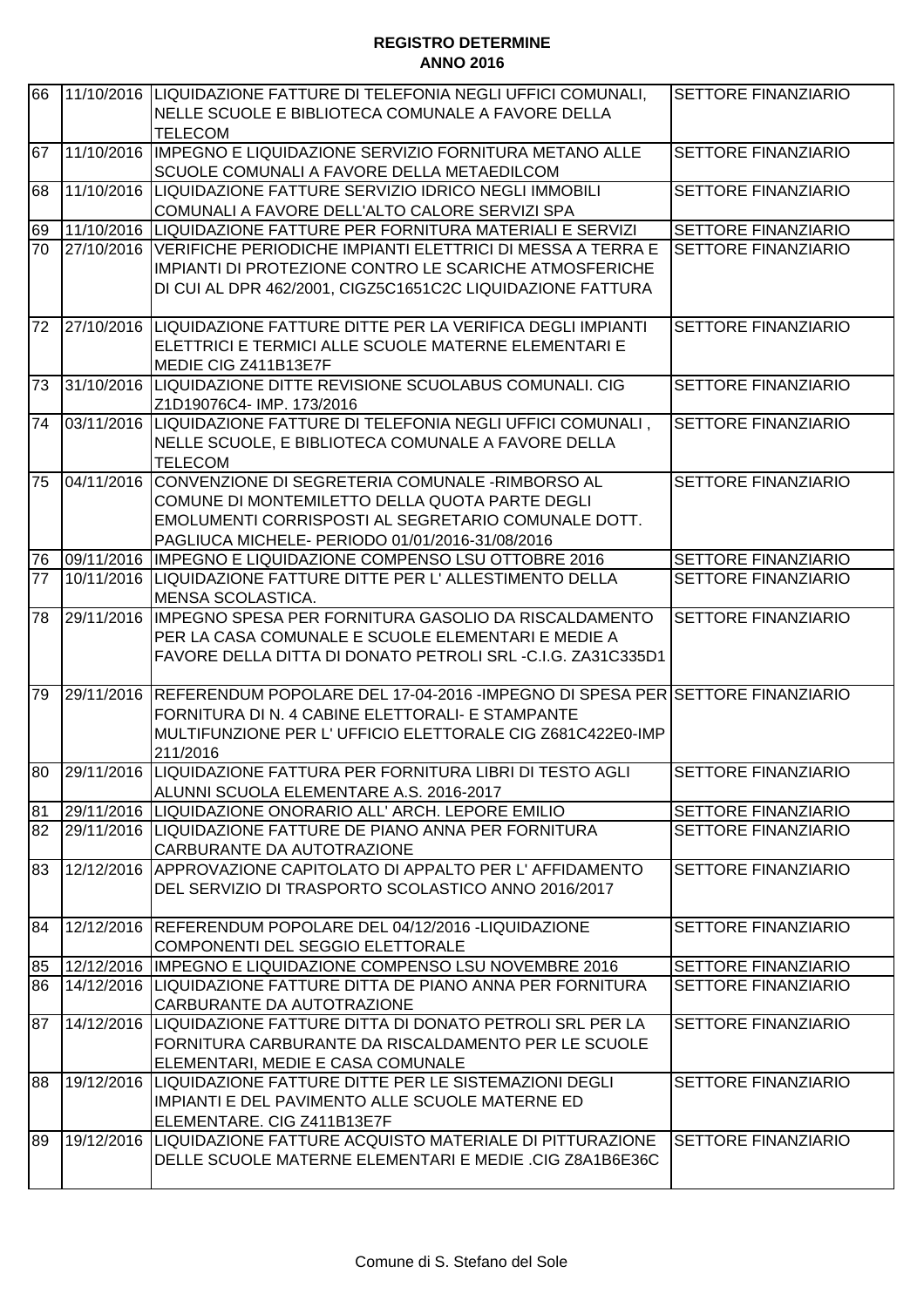**REGISTRO DETERMINE**
**ANNO 2016**

| | | | |
|---|---|---|---|
| 66 | 11/10/2016 | LIQUIDAZIONE FATTURE DI TELEFONIA NEGLI UFFICI COMUNALI, NELLE SCUOLE E BIBLIOTECA COMUNALE A FAVORE DELLA TELECOM | SETTORE FINANZIARIO |
| 67 | 11/10/2016 | IMPEGNO E LIQUIDAZIONE SERVIZIO FORNITURA METANO ALLE SCUOLE COMUNALI A FAVORE DELLA METAEDILCOM | SETTORE FINANZIARIO |
| 68 | 11/10/2016 | LIQUIDAZIONE FATTURE SERVIZIO IDRICO NEGLI IMMOBILI COMUNALI A FAVORE DELL'ALTO CALORE SERVIZI SPA | SETTORE FINANZIARIO |
| 69 | 11/10/2016 | LIQUIDAZIONE FATTURE PER FORNITURA MATERIALI E SERVIZI | SETTORE FINANZIARIO |
| 70 | 27/10/2016 | VERIFICHE PERIODICHE IMPIANTI ELETTRICI DI MESSA A TERRA E IMPIANTI DI PROTEZIONE CONTRO LE SCARICHE ATMOSFERICHE DI CUI AL DPR 462/2001, CIGZ5C1651C2C LIQUIDAZIONE FATTURA | SETTORE FINANZIARIO |
| 72 | 27/10/2016 | LIQUIDAZIONE FATTURE DITTE PER LA VERIFICA DEGLI IMPIANTI ELETTRICI E TERMICI ALLE SCUOLE MATERNE ELEMENTARI E MEDIE CIG Z411B13E7F | SETTORE FINANZIARIO |
| 73 | 31/10/2016 | LIQUIDAZIONE DITTE REVISIONE SCUOLABUS COMUNALI. CIG Z1D19076C4- IMP. 173/2016 | SETTORE FINANZIARIO |
| 74 | 03/11/2016 | LIQUIDAZIONE FATTURE DI TELEFONIA NEGLI UFFICI COMUNALI , NELLE SCUOLE, E BIBLIOTECA COMUNALE A FAVORE DELLA TELECOM | SETTORE FINANZIARIO |
| 75 | 04/11/2016 | CONVENZIONE DI SEGRETERIA COMUNALE -RIMBORSO AL COMUNE DI MONTEMILETTO DELLA QUOTA PARTE DEGLI EMOLUMENTI CORRISPOSTI AL SEGRETARIO COMUNALE DOTT. PAGLIUCA MICHELE- PERIODO 01/01/2016-31/08/2016 | SETTORE FINANZIARIO |
| 76 | 09/11/2016 | IMPEGNO E LIQUIDAZIONE COMPENSO LSU OTTOBRE 2016 | SETTORE FINANZIARIO |
| 77 | 10/11/2016 | LIQUIDAZIONE FATTURE DITTE PER L' ALLESTIMENTO DELLA MENSA SCOLASTICA. | SETTORE FINANZIARIO |
| 78 | 29/11/2016 | IMPEGNO SPESA PER FORNITURA GASOLIO DA RISCALDAMENTO PER LA CASA COMUNALE E SCUOLE ELEMENTARI E MEDIE A FAVORE DELLA DITTA DI DONATO PETROLI SRL -C.I.G. ZA31C335D1 | SETTORE FINANZIARIO |
| 79 | 29/11/2016 | REFERENDUM POPOLARE DEL 17-04-2016 -IMPEGNO DI SPESA PER FORNITURA DI N. 4 CABINE ELETTORALI- E STAMPANTE MULTIFUNZIONE PER L' UFFICIO ELETTORALE CIG Z681C422E0-IMP 211/2016 | SETTORE FINANZIARIO |
| 80 | 29/11/2016 | LIQUIDAZIONE FATTURA PER FORNITURA LIBRI DI TESTO AGLI ALUNNI SCUOLA ELEMENTARE A.S. 2016-2017 | SETTORE FINANZIARIO |
| 81 | 29/11/2016 | LIQUIDAZIONE ONORARIO ALL' ARCH. LEPORE EMILIO | SETTORE FINANZIARIO |
| 82 | 29/11/2016 | LIQUIDAZIONE FATTURE DE PIANO ANNA PER FORNITURA CARBURANTE DA AUTOTRAZIONE | SETTORE FINANZIARIO |
| 83 | 12/12/2016 | APPROVAZIONE CAPITOLATO DI APPALTO PER L' AFFIDAMENTO DEL SERVIZIO DI TRASPORTO SCOLASTICO ANNO 2016/2017 | SETTORE FINANZIARIO |
| 84 | 12/12/2016 | REFERENDUM POPOLARE DEL 04/12/2016 -LIQUIDAZIONE COMPONENTI DEL SEGGIO ELETTORALE | SETTORE FINANZIARIO |
| 85 | 12/12/2016 | IMPEGNO E LIQUIDAZIONE COMPENSO LSU NOVEMBRE 2016 | SETTORE FINANZIARIO |
| 86 | 14/12/2016 | LIQUIDAZIONE FATTURE DITTA DE PIANO ANNA PER FORNITURA CARBURANTE DA AUTOTRAZIONE | SETTORE FINANZIARIO |
| 87 | 14/12/2016 | LIQUIDAZIONE FATTURE DITTA DI DONATO PETROLI SRL PER LA FORNITURA CARBURANTE DA RISCALDAMENTO PER LE SCUOLE ELEMENTARI, MEDIE E CASA COMUNALE | SETTORE FINANZIARIO |
| 88 | 19/12/2016 | LIQUIDAZIONE FATTURE DITTE PER LE SISTEMAZIONI DEGLI IMPIANTI E DEL PAVIMENTO ALLE SCUOLE MATERNE ED ELEMENTARE. CIG Z411B13E7F | SETTORE FINANZIARIO |
| 89 | 19/12/2016 | LIQUIDAZIONE FATTURE ACQUISTO MATERIALE DI PITTURAZIONE DELLE SCUOLE MATERNE ELEMENTARI E MEDIE .CIG Z8A1B6E36C | SETTORE FINANZIARIO |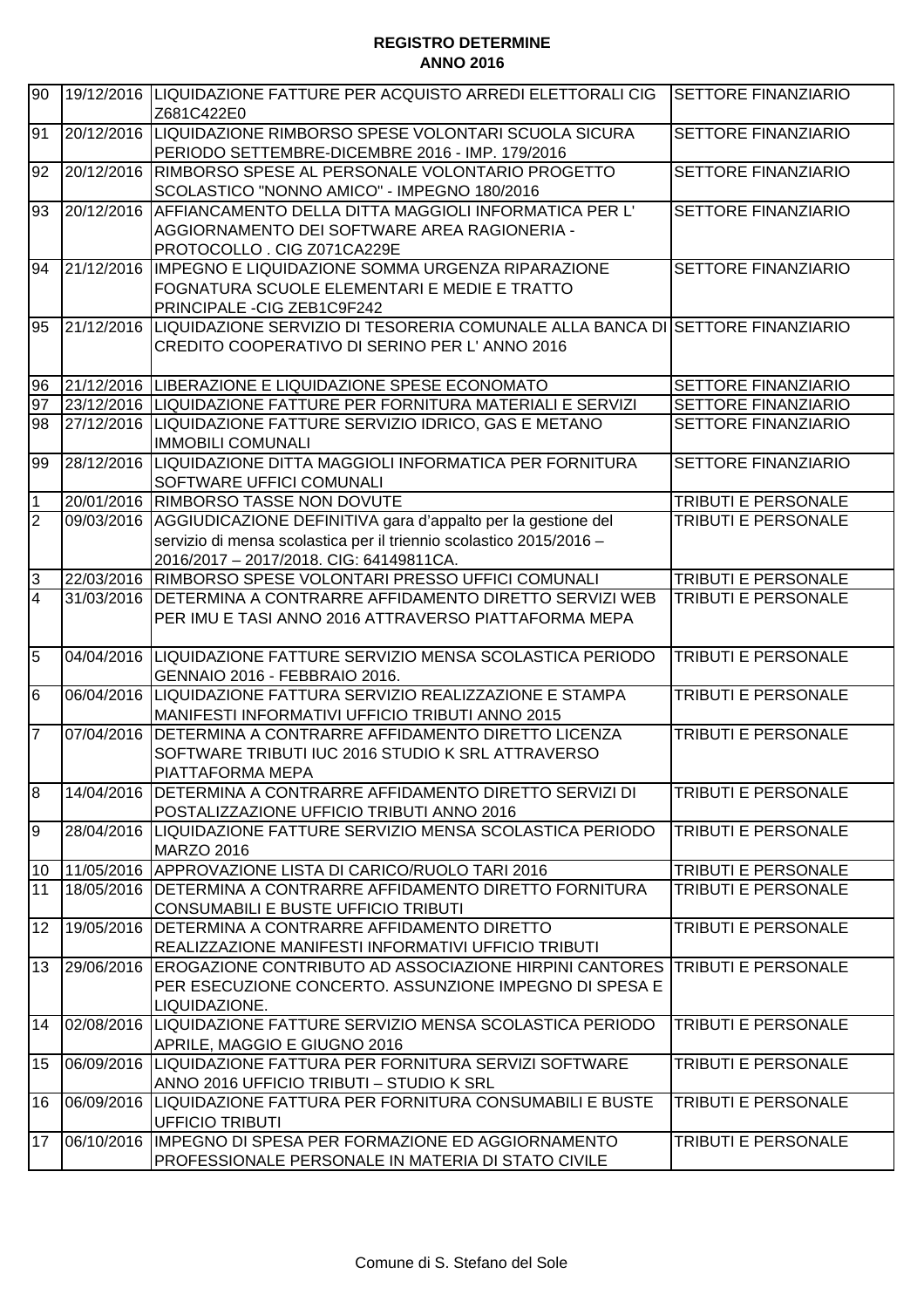**REGISTRO DETERMINE**
**ANNO 2016**

| | | | |
|---|---|---|---|
| 90 | 19/12/2016 | LIQUIDAZIONE FATTURE PER ACQUISTO ARREDI ELETTORALI CIG Z681C422E0 | SETTORE FINANZIARIO |
| 91 | 20/12/2016 | LIQUIDAZIONE RIMBORSO SPESE VOLONTARI SCUOLA SICURA PERIODO SETTEMBRE-DICEMBRE 2016 - IMP. 179/2016 | SETTORE FINANZIARIO |
| 92 | 20/12/2016 | RIMBORSO SPESE AL PERSONALE VOLONTARIO PROGETTO SCOLASTICO "NONNO AMICO" - IMPEGNO 180/2016 | SETTORE FINANZIARIO |
| 93 | 20/12/2016 | AFFIANCAMENTO DELLA DITTA MAGGIOLI INFORMATICA PER L' AGGIORNAMENTO DEI SOFTWARE AREA RAGIONERIA - PROTOCOLLO . CIG Z071CA229E | SETTORE FINANZIARIO |
| 94 | 21/12/2016 | IMPEGNO E LIQUIDAZIONE SOMMA URGENZA RIPARAZIONE FOGNATURA SCUOLE ELEMENTARI E MEDIE E TRATTO PRINCIPALE -CIG ZEB1C9F242 | SETTORE FINANZIARIO |
| 95 | 21/12/2016 | LIQUIDAZIONE SERVIZIO DI TESORERIA COMUNALE ALLA BANCA DI CREDITO COOPERATIVO DI SERINO PER L' ANNO 2016 | SETTORE FINANZIARIO |
| 96 | 21/12/2016 | LIBERAZIONE E LIQUIDAZIONE SPESE ECONOMATO | SETTORE FINANZIARIO |
| 97 | 23/12/2016 | LIQUIDAZIONE FATTURE PER FORNITURA MATERIALI E SERVIZI | SETTORE FINANZIARIO |
| 98 | 27/12/2016 | LIQUIDAZIONE FATTURE SERVIZIO IDRICO, GAS E METANO IMMOBILI COMUNALI | SETTORE FINANZIARIO |
| 99 | 28/12/2016 | LIQUIDAZIONE DITTA MAGGIOLI INFORMATICA PER FORNITURA SOFTWARE UFFICI COMUNALI | SETTORE FINANZIARIO |
| 1 | 20/01/2016 | RIMBORSO TASSE NON DOVUTE | TRIBUTI E PERSONALE |
| 2 | 09/03/2016 | AGGIUDICAZIONE DEFINITIVA gara d'appalto per la gestione del servizio di mensa scolastica per il triennio scolastico 2015/2016 – 2016/2017 – 2017/2018. CIG: 64149811CA. | TRIBUTI E PERSONALE |
| 3 | 22/03/2016 | RIMBORSO SPESE VOLONTARI PRESSO UFFICI COMUNALI | TRIBUTI E PERSONALE |
| 4 | 31/03/2016 | DETERMINA A CONTRARRE AFFIDAMENTO DIRETTO SERVIZI WEB PER IMU E TASI ANNO 2016 ATTRAVERSO PIATTAFORMA MEPA | TRIBUTI E PERSONALE |
| 5 | 04/04/2016 | LIQUIDAZIONE FATTURE SERVIZIO MENSA SCOLASTICA PERIODO GENNAIO 2016 - FEBBRAIO 2016. | TRIBUTI E PERSONALE |
| 6 | 06/04/2016 | LIQUIDAZIONE FATTURA SERVIZIO REALIZZAZIONE E STAMPA MANIFESTI INFORMATIVI UFFICIO TRIBUTI ANNO 2015 | TRIBUTI E PERSONALE |
| 7 | 07/04/2016 | DETERMINA A CONTRARRE AFFIDAMENTO DIRETTO LICENZA SOFTWARE TRIBUTI IUC 2016 STUDIO K SRL ATTRAVERSO PIATTAFORMA MEPA | TRIBUTI E PERSONALE |
| 8 | 14/04/2016 | DETERMINA A CONTRARRE AFFIDAMENTO DIRETTO SERVIZI DI POSTALIZZAZIONE UFFICIO TRIBUTI ANNO 2016 | TRIBUTI E PERSONALE |
| 9 | 28/04/2016 | LIQUIDAZIONE FATTURE SERVIZIO MENSA SCOLASTICA PERIODO MARZO 2016 | TRIBUTI E PERSONALE |
| 10 | 11/05/2016 | APPROVAZIONE LISTA DI CARICO/RUOLO TARI 2016 | TRIBUTI E PERSONALE |
| 11 | 18/05/2016 | DETERMINA A CONTRARRE AFFIDAMENTO DIRETTO FORNITURA CONSUMABILI E BUSTE UFFICIO TRIBUTI | TRIBUTI E PERSONALE |
| 12 | 19/05/2016 | DETERMINA A CONTRARRE AFFIDAMENTO DIRETTO REALIZZAZIONE MANIFESTI INFORMATIVI UFFICIO TRIBUTI | TRIBUTI E PERSONALE |
| 13 | 29/06/2016 | EROGAZIONE CONTRIBUTO AD ASSOCIAZIONE HIRPINI CANTORES PER ESECUZIONE CONCERTO. ASSUNZIONE IMPEGNO DI SPESA E LIQUIDAZIONE. | TRIBUTI E PERSONALE |
| 14 | 02/08/2016 | LIQUIDAZIONE FATTURE SERVIZIO MENSA SCOLASTICA PERIODO APRILE, MAGGIO E GIUGNO 2016 | TRIBUTI E PERSONALE |
| 15 | 06/09/2016 | LIQUIDAZIONE FATTURA PER FORNITURA SERVIZI SOFTWARE ANNO 2016 UFFICIO TRIBUTI – STUDIO K SRL | TRIBUTI E PERSONALE |
| 16 | 06/09/2016 | LIQUIDAZIONE FATTURA PER FORNITURA CONSUMABILI E BUSTE UFFICIO TRIBUTI | TRIBUTI E PERSONALE |
| 17 | 06/10/2016 | IMPEGNO DI SPESA PER FORMAZIONE ED AGGIORNAMENTO PROFESSIONALE PERSONALE IN MATERIA DI STATO CIVILE | TRIBUTI E PERSONALE |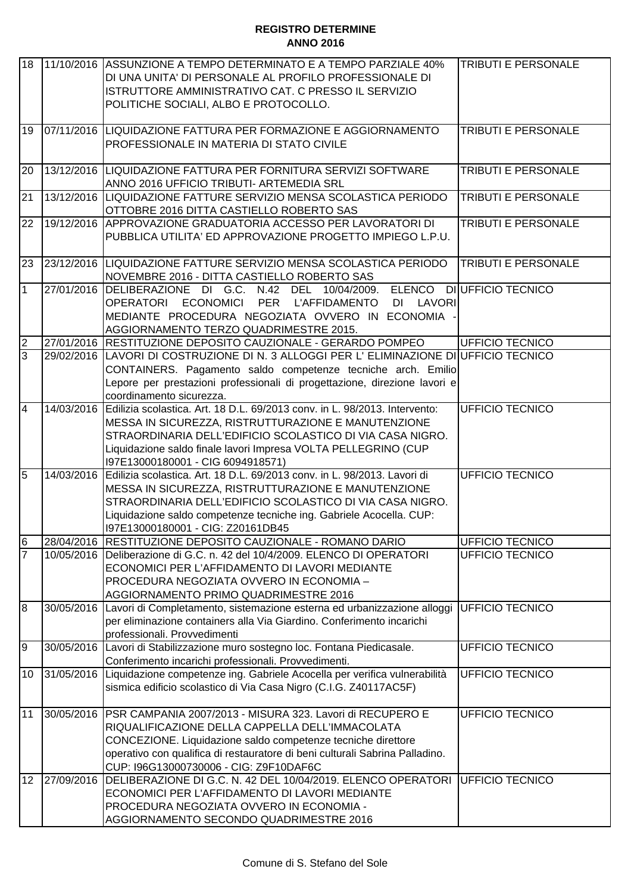**REGISTRO DETERMINE**
**ANNO 2016**

| | | | |
|---|---|---|---|
| 18 | 11/10/2016 | ASSUNZIONE A TEMPO DETERMINATO E A TEMPO PARZIALE 40% DI UNA UNITA' DI PERSONALE AL PROFILO PROFESSIONALE DI ISTRUTTORE AMMINISTRATIVO CAT. C PRESSO IL SERVIZIO POLITICHE SOCIALI, ALBO E PROTOCOLLO. | TRIBUTI E PERSONALE |
| 19 | 07/11/2016 | LIQUIDAZIONE FATTURA PER FORMAZIONE E AGGIORNAMENTO PROFESSIONALE IN MATERIA DI STATO CIVILE | TRIBUTI E PERSONALE |
| 20 | 13/12/2016 | LIQUIDAZIONE FATTURA PER FORNITURA SERVIZI SOFTWARE ANNO 2016 UFFICIO TRIBUTI- ARTEMEDIA SRL | TRIBUTI E PERSONALE |
| 21 | 13/12/2016 | LIQUIDAZIONE FATTURE SERVIZIO MENSA SCOLASTICA PERIODO OTTOBRE 2016 DITTA CASTIELLO ROBERTO SAS | TRIBUTI E PERSONALE |
| 22 | 19/12/2016 | APPROVAZIONE GRADUATORIA ACCESSO PER LAVORATORI DI PUBBLICA UTILITA' ED APPROVAZIONE PROGETTO IMPIEGO L.P.U. | TRIBUTI E PERSONALE |
| 23 | 23/12/2016 | LIQUIDAZIONE FATTURE SERVIZIO MENSA SCOLASTICA PERIODO NOVEMBRE 2016 - DITTA CASTIELLO ROBERTO SAS | TRIBUTI E PERSONALE |
| 1 | 27/01/2016 | DELIBERAZIONE DI G.C. N.42 DEL 10/04/2009. ELENCO DI OPERATORI ECONOMICI PER L'AFFIDAMENTO DI LAVORI MEDIANTE PROCEDURA NEGOZIATA OVVERO IN ECONOMIA - AGGIORNAMENTO TERZO QUADRIMESTRE 2015. | UFFICIO TECNICO |
| 2 | 27/01/2016 | RESTITUZIONE DEPOSITO CAUZIONALE - GERARDO POMPEO | UFFICIO TECNICO |
| 3 | 29/02/2016 | LAVORI DI COSTRUZIONE DI N. 3 ALLOGGI PER L' ELIMINAZIONE DI CONTAINERS. Pagamento saldo competenze tecniche arch. Emilio Lepore per prestazioni professionali di progettazione, direzione lavori e coordinamento sicurezza. | UFFICIO TECNICO |
| 4 | 14/03/2016 | Edilizia scolastica. Art. 18 D.L. 69/2013 conv. in L. 98/2013. Intervento: MESSA IN SICUREZZA, RISTRUTTURAZIONE E MANUTENZIONE STRAORDINARIA DELL'EDIFICIO SCOLASTICO DI VIA CASA NIGRO. Liquidazione saldo finale lavori Impresa VOLTA PELLEGRINO (CUP I97E13000180001 - CIG 6094918571) | UFFICIO TECNICO |
| 5 | 14/03/2016 | Edilizia scolastica. Art. 18 D.L. 69/2013 conv. in L. 98/2013. Lavori di MESSA IN SICUREZZA, RISTRUTTURAZIONE E MANUTENZIONE STRAORDINARIA DELL'EDIFICIO SCOLASTICO DI VIA CASA NIGRO. Liquidazione saldo competenze tecniche ing. Gabriele Acocella. CUP: I97E13000180001 - CIG: Z20161DB45 | UFFICIO TECNICO |
| 6 | 28/04/2016 | RESTITUZIONE DEPOSITO CAUZIONALE - ROMANO DARIO | UFFICIO TECNICO |
| 7 | 10/05/2016 | Deliberazione di G.C. n. 42 del 10/4/2009. ELENCO DI OPERATORI ECONOMICI PER L'AFFIDAMENTO DI LAVORI MEDIANTE PROCEDURA NEGOZIATA OVVERO IN ECONOMIA – AGGIORNAMENTO PRIMO QUADRIMESTRE 2016 | UFFICIO TECNICO |
| 8 | 30/05/2016 | Lavori di Completamento, sistemazione esterna ed urbanizzazione alloggi per eliminazione containers alla Via Giardino. Conferimento incarichi professionali. Provvedimenti | UFFICIO TECNICO |
| 9 | 30/05/2016 | Lavori di Stabilizzazione muro sostegno loc. Fontana Piedicasale. Conferimento incarichi professionali. Provvedimenti. | UFFICIO TECNICO |
| 10 | 31/05/2016 | Liquidazione competenze ing. Gabriele Acocella per verifica vulnerabilità sismica edificio scolastico di Via Casa Nigro (C.I.G. Z40117AC5F) | UFFICIO TECNICO |
| 11 | 30/05/2016 | PSR CAMPANIA 2007/2013 - MISURA 323. Lavori di RECUPERO E RIQUALIFICAZIONE DELLA CAPPELLA DELL'IMMACOLATA CONCEZIONE. Liquidazione saldo competenze tecniche direttore operativo con qualifica di restauratore di beni culturali Sabrina Palladino. CUP: I96G13000730006 - CIG: Z9F10DAF6C | UFFICIO TECNICO |
| 12 | 27/09/2016 | DELIBERAZIONE DI G.C. N. 42 DEL 10/04/2019. ELENCO OPERATORI ECONOMICI PER L'AFFIDAMENTO DI LAVORI MEDIANTE PROCEDURA NEGOZIATA OVVERO IN ECONOMIA - AGGIORNAMENTO SECONDO QUADRIMESTRE 2016 | UFFICIO TECNICO |

Comune di S. Stefano del Sole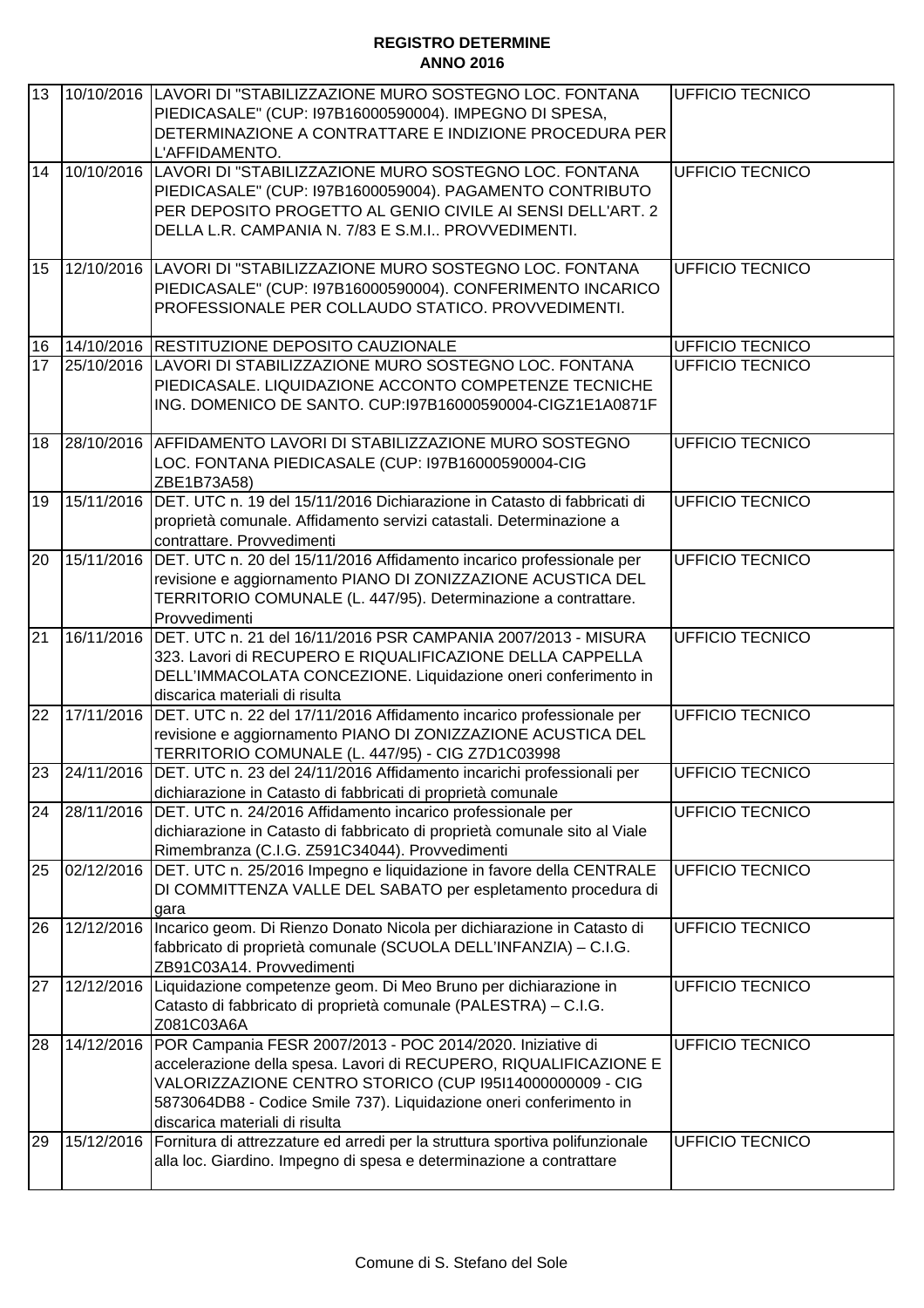**REGISTRO DETERMINE**
**ANNO 2016**

| | | | |
|---|---|---|---|
| 13 | 10/10/2016 | LAVORI DI "STABILIZZAZIONE MURO SOSTEGNO LOC. FONTANA PIEDICASALE" (CUP: I97B16000590004). IMPEGNO DI SPESA, DETERMINAZIONE A CONTRATTARE E INDIZIONE PROCEDURA PER L'AFFIDAMENTO. | UFFICIO TECNICO |
| 14 | 10/10/2016 | LAVORI DI "STABILIZZAZIONE MURO SOSTEGNO LOC. FONTANA PIEDICASALE" (CUP: I97B1600059004). PAGAMENTO CONTRIBUTO PER DEPOSITO PROGETTO AL GENIO CIVILE AI SENSI DELL'ART. 2 DELLA L.R. CAMPANIA N. 7/83 E S.M.I.. PROVVEDIMENTI. | UFFICIO TECNICO |
| 15 | 12/10/2016 | LAVORI DI "STABILIZZAZIONE MURO SOSTEGNO LOC. FONTANA PIEDICASALE" (CUP: I97B16000590004). CONFERIMENTO INCARICO PROFESSIONALE PER COLLAUDO STATICO. PROVVEDIMENTI. | UFFICIO TECNICO |
| 16 | 14/10/2016 | RESTITUZIONE DEPOSITO CAUZIONALE | UFFICIO TECNICO |
| 17 | 25/10/2016 | LAVORI DI STABILIZZAZIONE MURO SOSTEGNO LOC. FONTANA PIEDICASALE. LIQUIDAZIONE ACCONTO COMPETENZE TECNICHE ING. DOMENICO DE SANTO. CUP:I97B16000590004-CIGZ1E1A0871F | UFFICIO TECNICO |
| 18 | 28/10/2016 | AFFIDAMENTO LAVORI DI STABILIZZAZIONE MURO SOSTEGNO LOC. FONTANA PIEDICASALE (CUP: I97B16000590004-CIG ZBE1B73A58) | UFFICIO TECNICO |
| 19 | 15/11/2016 | DET. UTC n. 19 del 15/11/2016 Dichiarazione in Catasto di fabbricati di proprietà comunale. Affidamento servizi catastali. Determinazione a contrattare. Provvedimenti | UFFICIO TECNICO |
| 20 | 15/11/2016 | DET. UTC n. 20 del 15/11/2016 Affidamento incarico professionale per revisione e aggiornamento PIANO DI ZONIZZAZIONE ACUSTICA DEL TERRITORIO COMUNALE (L. 447/95). Determinazione a contrattare. Provvedimenti | UFFICIO TECNICO |
| 21 | 16/11/2016 | DET. UTC n. 21 del 16/11/2016 PSR CAMPANIA 2007/2013 - MISURA 323. Lavori di RECUPERO E RIQUALIFICAZIONE DELLA CAPPELLA DELL'IMMACOLATA CONCEZIONE. Liquidazione oneri conferimento in discarica materiali di risulta | UFFICIO TECNICO |
| 22 | 17/11/2016 | DET. UTC n. 22 del 17/11/2016 Affidamento incarico professionale per revisione e aggiornamento PIANO DI ZONIZZAZIONE ACUSTICA DEL TERRITORIO COMUNALE (L. 447/95) - CIG Z7D1C03998 | UFFICIO TECNICO |
| 23 | 24/11/2016 | DET. UTC n. 23 del 24/11/2016 Affidamento incarichi professionali per dichiarazione in Catasto di fabbricati di proprietà comunale | UFFICIO TECNICO |
| 24 | 28/11/2016 | DET. UTC n. 24/2016 Affidamento incarico professionale per dichiarazione in Catasto di fabbricato di proprietà comunale sito al Viale Rimembranza (C.I.G. Z591C34044). Provvedimenti | UFFICIO TECNICO |
| 25 | 02/12/2016 | DET. UTC n. 25/2016 Impegno e liquidazione in favore della CENTRALE DI COMMITTENZA VALLE DEL SABATO per espletamento procedura di gara | UFFICIO TECNICO |
| 26 | 12/12/2016 | Incarico geom. Di Rienzo Donato Nicola per dichiarazione in Catasto di fabbricato di proprietà comunale (SCUOLA DELL'INFANZIA) – C.I.G. ZB91C03A14. Provvedimenti | UFFICIO TECNICO |
| 27 | 12/12/2016 | Liquidazione competenze geom. Di Meo Bruno per dichiarazione in Catasto di fabbricato di proprietà comunale (PALESTRA) – C.I.G. Z081C03A6A | UFFICIO TECNICO |
| 28 | 14/12/2016 | POR Campania FESR 2007/2013 - POC 2014/2020. Iniziative di accelerazione della spesa. Lavori di RECUPERO, RIQUALIFICAZIONE E VALORIZZAZIONE CENTRO STORICO (CUP I95I14000000009 - CIG 5873064DB8 - Codice Smile 737). Liquidazione oneri conferimento in discarica materiali di risulta | UFFICIO TECNICO |
| 29 | 15/12/2016 | Fornitura di attrezzature ed arredi per la struttura sportiva polifunzionale alla loc. Giardino. Impegno di spesa e determinazione a contrattare | UFFICIO TECNICO |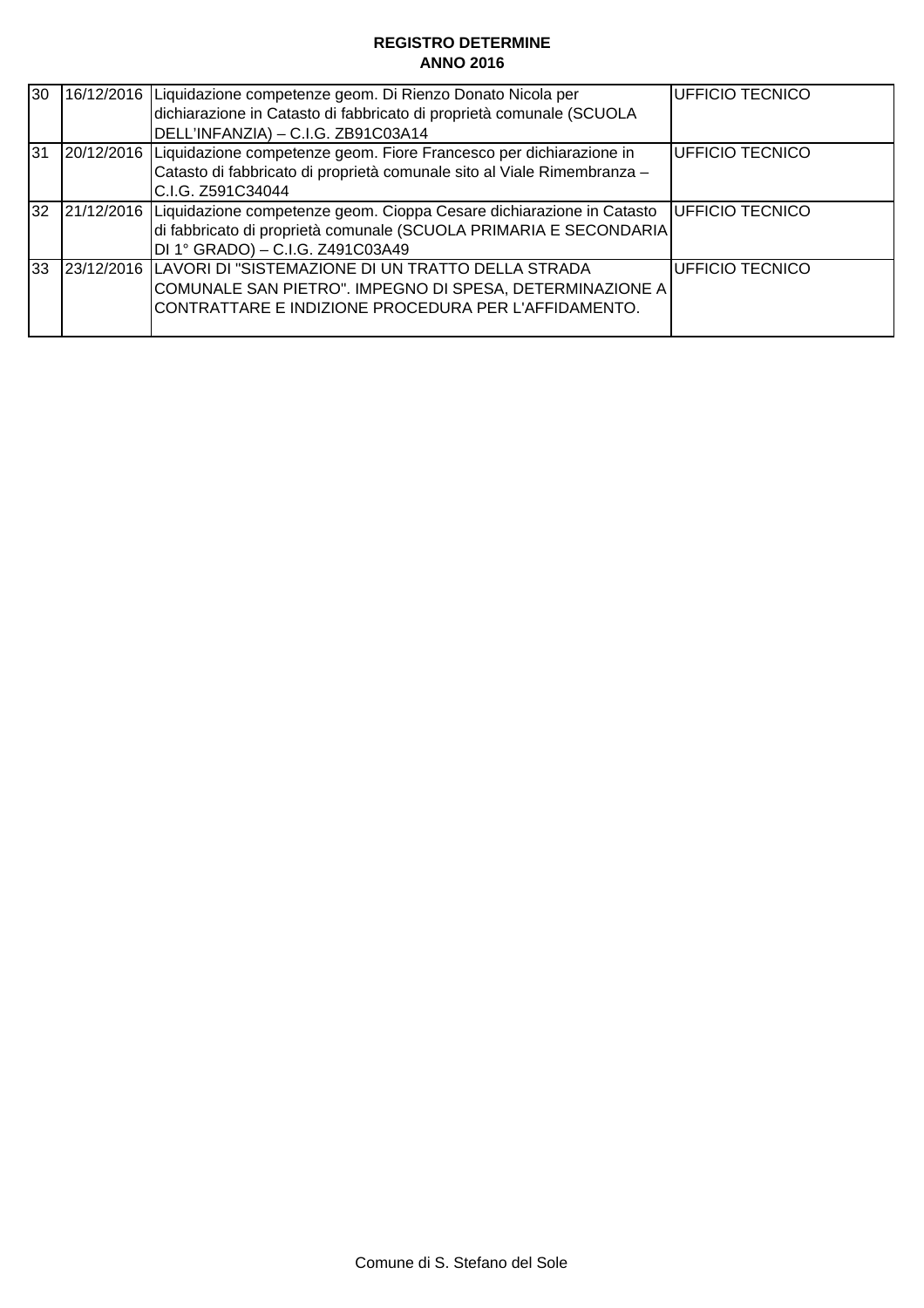**REGISTRO DETERMINE**
**ANNO 2016**

| | | | |
|---|---|---|---|
| 30 | 16/12/2016 | Liquidazione competenze geom. Di Rienzo Donato Nicola per dichiarazione in Catasto di fabbricato di proprietà comunale (SCUOLA DELL'INFANZIA) – C.I.G. ZB91C03A14 | UFFICIO TECNICO |
| 31 | 20/12/2016 | Liquidazione competenze geom. Fiore Francesco per dichiarazione in Catasto di fabbricato di proprietà comunale sito al Viale Rimembranza – C.I.G. Z591C34044 | UFFICIO TECNICO |
| 32 | 21/12/2016 | Liquidazione competenze geom. Cioppa Cesare dichiarazione in Catasto di fabbricato di proprietà comunale (SCUOLA PRIMARIA E SECONDARIA DI 1° GRADO) – C.I.G. Z491C03A49 | UFFICIO TECNICO |
| 33 | 23/12/2016 | LAVORI DI "SISTEMAZIONE DI UN TRATTO DELLA STRADA COMUNALE SAN PIETRO". IMPEGNO DI SPESA, DETERMINAZIONE A CONTRATTARE E INDIZIONE PROCEDURA PER L'AFFIDAMENTO. | UFFICIO TECNICO |